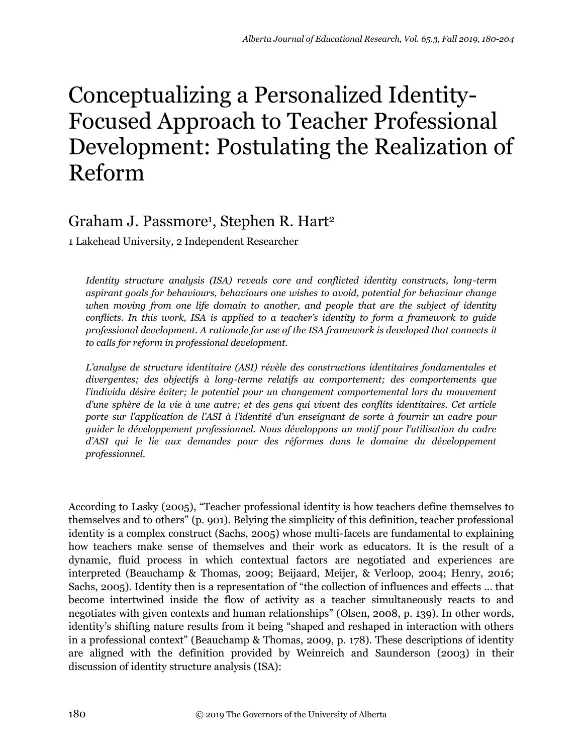# Conceptualizing a Personalized Identity-Focused Approach to Teacher Professional Development: Postulating the Realization of Reform

Graham J. Passmore[1], Stephen R. Hart[2]

1 Lakehead University, 2 Independent Researcher

*Identity structure analysis (ISA) reveals core and conflicted identity constructs, long-term aspirant goals for behaviours, behaviours one wishes to avoid, potential for behaviour change when moving from one life domain to another, and people that are the subject of identity conflicts. In this work, ISA is applied to a teacher's identity to form a framework to guide professional development. A rationale for use of the ISA framework is developed that connects it to calls for reform in professional development.*

*L'analyse de structure identitaire (ASI) révèle des constructions identitaires fondamentales et divergentes; des objectifs à long-terme relatifs au comportement; des comportements que l'individu désire éviter; le potentiel pour un changement comportemental lors du mouvement d'une sphère de la vie à une autre; et des gens qui vivent des conflits identitaires. Cet article porte sur l'application de l'ASI à l'identité d'un enseignant de sorte à fournir un cadre pour guider le développement professionnel. Nous développons un motif pour l'utilisation du cadre d'ASI qui le lie aux demandes pour des réformes dans le domaine du développement professionnel.*

According to Lasky (2005), "Teacher professional identity is how teachers define themselves to themselves and to others" (p. 901). Belying the simplicity of this definition, teacher professional identity is a complex construct (Sachs, 2005) whose multi-facets are fundamental to explaining how teachers make sense of themselves and their work as educators. It is the result of a dynamic, fluid process in which contextual factors are negotiated and experiences are interpreted (Beauchamp & Thomas, 2009; Beijaard, Meijer, & Verloop, 2004; Henry, 2016; Sachs, 2005). Identity then is a representation of "the collection of influences and effects ... that become intertwined inside the flow of activity as a teacher simultaneously reacts to and negotiates with given contexts and human relationships" (Olsen, 2008, p. 139). In other words, identity's shifting nature results from it being "shaped and reshaped in interaction with others in a professional context" (Beauchamp & Thomas, 2009, p. 178). These descriptions of identity are aligned with the definition provided by Weinreich and Saunderson (2003) in their discussion of identity structure analysis (ISA):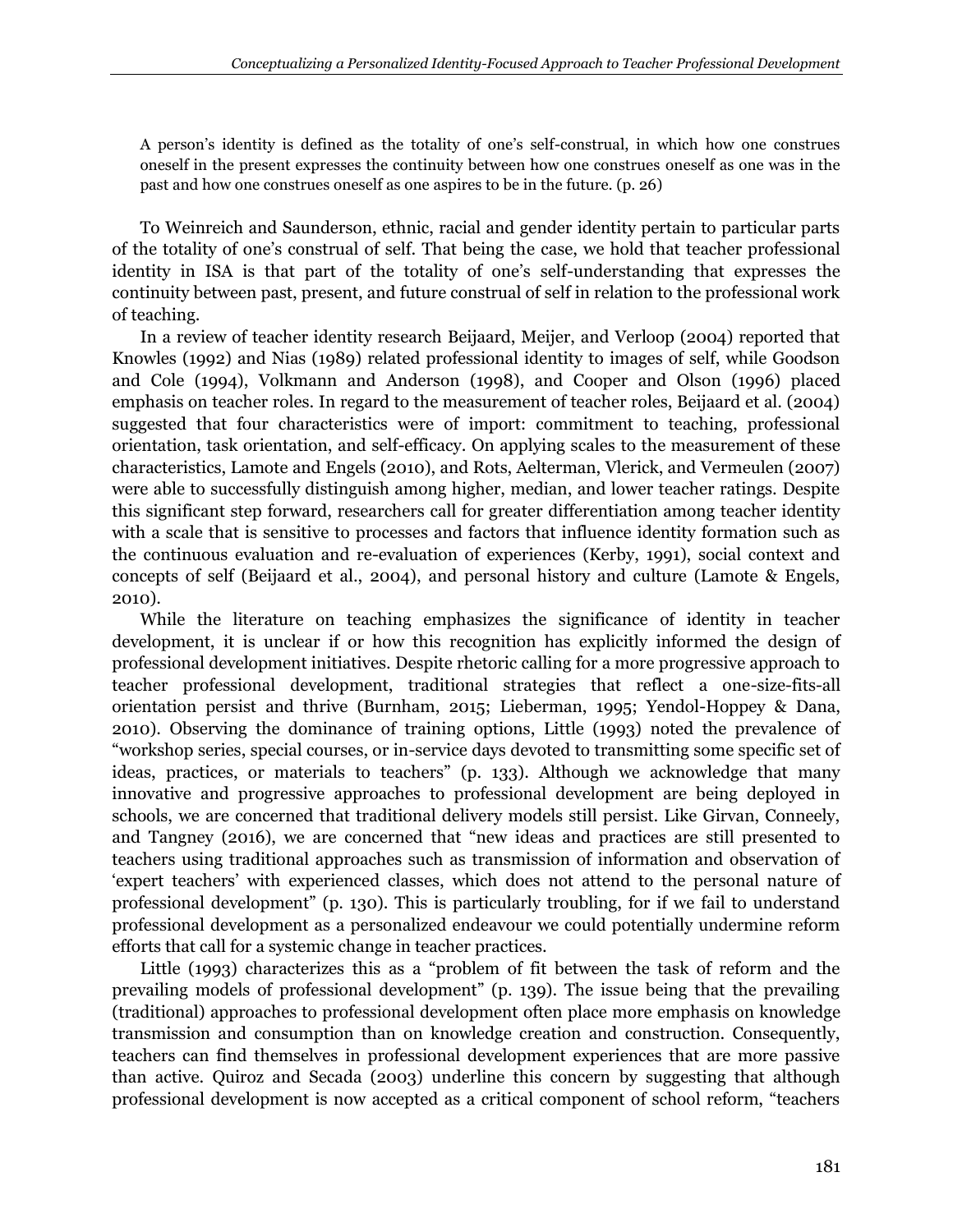> A person's identity is defined as the totality of one's self-construal, in which how one construes oneself in the present expresses the continuity between how one construes oneself as one was in the past and how one construes oneself as one aspires to be in the future. (p. 26)

To Weinreich and Saunderson, ethnic, racial and gender identity pertain to particular parts of the totality of one's construal of self. That being the case, we hold that teacher professional identity in ISA is that part of the totality of one's self-understanding that expresses the continuity between past, present, and future construal of self in relation to the professional work of teaching.

In a review of teacher identity research Beijaard, Meijer, and Verloop (2004) reported that Knowles (1992) and Nias (1989) related professional identity to images of self, while Goodson and Cole (1994), Volkmann and Anderson (1998), and Cooper and Olson (1996) placed emphasis on teacher roles. In regard to the measurement of teacher roles, Beijaard et al. (2004) suggested that four characteristics were of import: commitment to teaching, professional orientation, task orientation, and self-efficacy. On applying scales to the measurement of these characteristics, Lamote and Engels (2010), and Rots, Aelterman, Vlerick, and Vermeulen (2007) were able to successfully distinguish among higher, median, and lower teacher ratings. Despite this significant step forward, researchers call for greater differentiation among teacher identity with a scale that is sensitive to processes and factors that influence identity formation such as the continuous evaluation and re-evaluation of experiences (Kerby, 1991), social context and concepts of self (Beijaard et al., 2004), and personal history and culture (Lamote & Engels, 2010).

While the literature on teaching emphasizes the significance of identity in teacher development, it is unclear if or how this recognition has explicitly informed the design of professional development initiatives. Despite rhetoric calling for a more progressive approach to teacher professional development, traditional strategies that reflect a one-size-fits-all orientation persist and thrive (Burnham, 2015; Lieberman, 1995; Yendol-Hoppey & Dana, 2010). Observing the dominance of training options, Little (1993) noted the prevalence of "workshop series, special courses, or in-service days devoted to transmitting some specific set of ideas, practices, or materials to teachers" (p. 133). Although we acknowledge that many innovative and progressive approaches to professional development are being deployed in schools, we are concerned that traditional delivery models still persist. Like Girvan, Conneely, and Tangney (2016), we are concerned that "new ideas and practices are still presented to teachers using traditional approaches such as transmission of information and observation of 'expert teachers' with experienced classes, which does not attend to the personal nature of professional development" (p. 130). This is particularly troubling, for if we fail to understand professional development as a personalized endeavour we could potentially undermine reform efforts that call for a systemic change in teacher practices.

Little (1993) characterizes this as a "problem of fit between the task of reform and the prevailing models of professional development" (p. 139). The issue being that the prevailing (traditional) approaches to professional development often place more emphasis on knowledge transmission and consumption than on knowledge creation and construction. Consequently, teachers can find themselves in professional development experiences that are more passive than active. Quiroz and Secada (2003) underline this concern by suggesting that although professional development is now accepted as a critical component of school reform, "teachers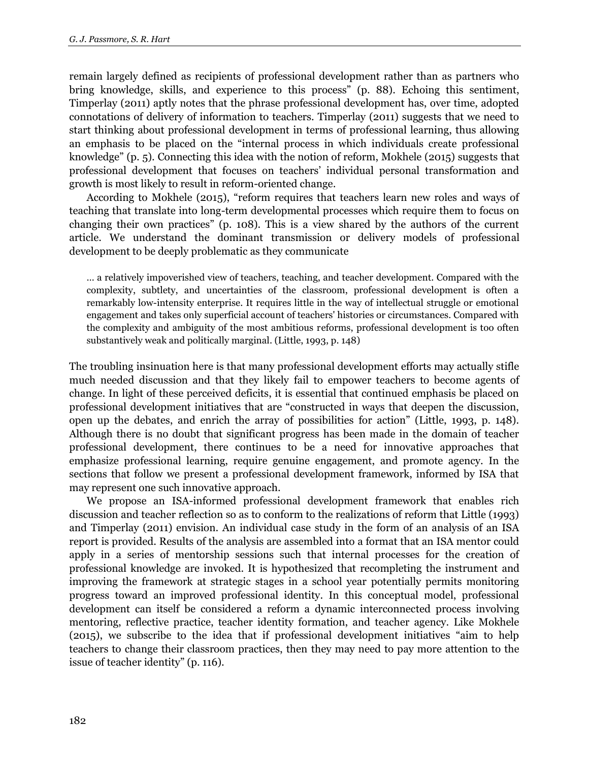remain largely defined as recipients of professional development rather than as partners who bring knowledge, skills, and experience to this process" (p. 88). Echoing this sentiment, Timperlay (2011) aptly notes that the phrase professional development has, over time, adopted connotations of delivery of information to teachers. Timperlay (2011) suggests that we need to start thinking about professional development in terms of professional learning, thus allowing an emphasis to be placed on the "internal process in which individuals create professional knowledge" (p. 5). Connecting this idea with the notion of reform, Mokhele (2015) suggests that professional development that focuses on teachers' individual personal transformation and growth is most likely to result in reform-oriented change.

According to Mokhele (2015), "reform requires that teachers learn new roles and ways of teaching that translate into long-term developmental processes which require them to focus on changing their own practices" (p. 108). This is a view shared by the authors of the current article. We understand the dominant transmission or delivery models of professional development to be deeply problematic as they communicate

> … a relatively impoverished view of teachers, teaching, and teacher development. Compared with the complexity, subtlety, and uncertainties of the classroom, professional development is often a remarkably low-intensity enterprise. It requires little in the way of intellectual struggle or emotional engagement and takes only superficial account of teachers' histories or circumstances. Compared with the complexity and ambiguity of the most ambitious reforms, professional development is too often substantively weak and politically marginal. (Little, 1993, p. 148)

The troubling insinuation here is that many professional development efforts may actually stifle much needed discussion and that they likely fail to empower teachers to become agents of change. In light of these perceived deficits, it is essential that continued emphasis be placed on professional development initiatives that are "constructed in ways that deepen the discussion, open up the debates, and enrich the array of possibilities for action" (Little, 1993, p. 148). Although there is no doubt that significant progress has been made in the domain of teacher professional development, there continues to be a need for innovative approaches that emphasize professional learning, require genuine engagement, and promote agency. In the sections that follow we present a professional development framework, informed by ISA that may represent one such innovative approach.

We propose an ISA-informed professional development framework that enables rich discussion and teacher reflection so as to conform to the realizations of reform that Little (1993) and Timperlay (2011) envision. An individual case study in the form of an analysis of an ISA report is provided. Results of the analysis are assembled into a format that an ISA mentor could apply in a series of mentorship sessions such that internal processes for the creation of professional knowledge are invoked. It is hypothesized that recompleting the instrument and improving the framework at strategic stages in a school year potentially permits monitoring progress toward an improved professional identity. In this conceptual model, professional development can itself be considered a reform a dynamic interconnected process involving mentoring, reflective practice, teacher identity formation, and teacher agency. Like Mokhele (2015), we subscribe to the idea that if professional development initiatives "aim to help teachers to change their classroom practices, then they may need to pay more attention to the issue of teacher identity" (p. 116).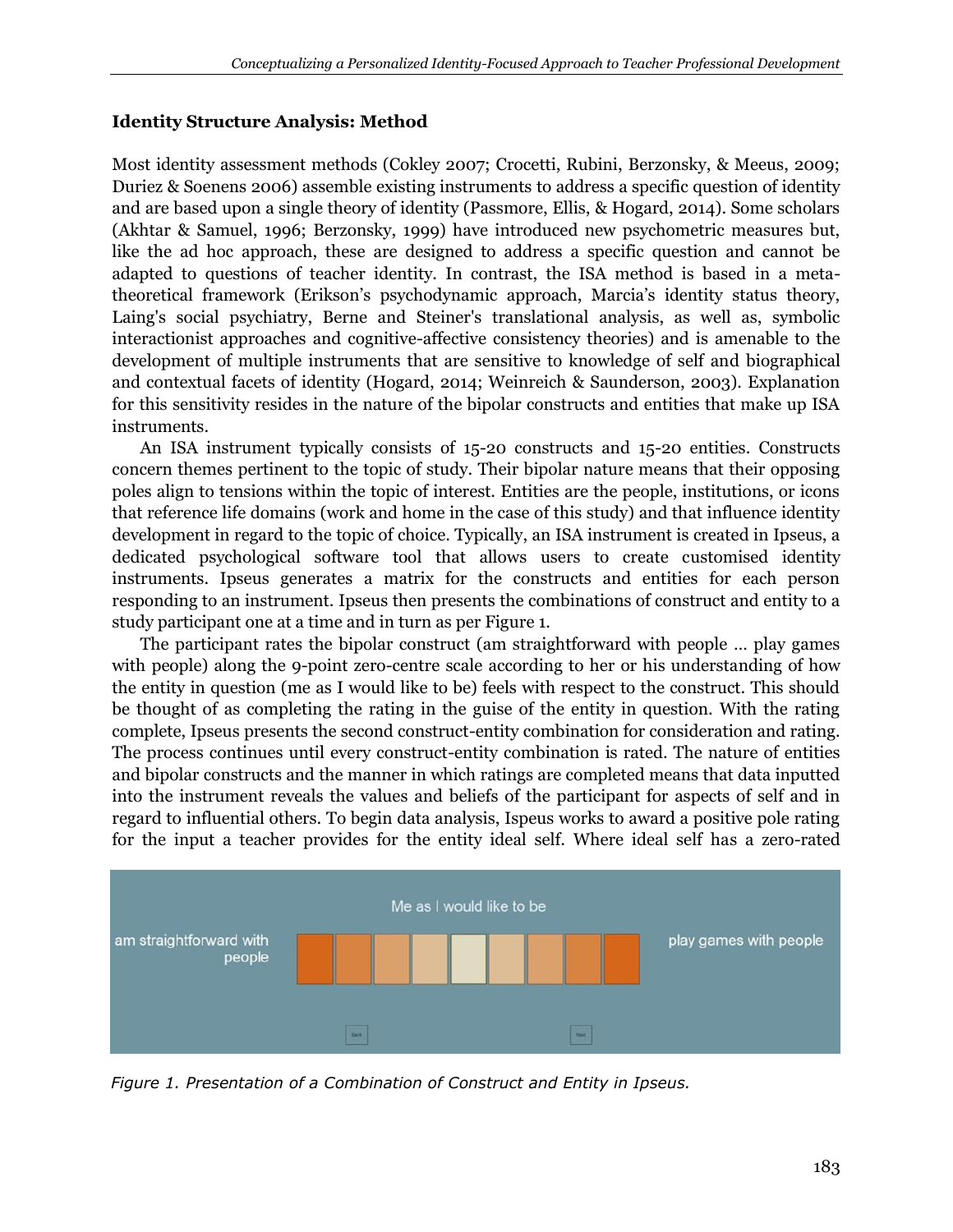### Identity Structure Analysis: Method

Most identity assessment methods (Cokley 2007; Crocetti, Rubini, Berzonsky, & Meeus, 2009; Duriez & Soenens 2006) assemble existing instruments to address a specific question of identity and are based upon a single theory of identity (Passmore, Ellis, & Hogard, 2014). Some scholars (Akhtar & Samuel, 1996; Berzonsky, 1999) have introduced new psychometric measures but, like the ad hoc approach, these are designed to address a specific question and cannot be adapted to questions of teacher identity. In contrast, the ISA method is based in a meta-theoretical framework (Erikson's psychodynamic approach, Marcia's identity status theory, Laing's social psychiatry, Berne and Steiner's translational analysis, as well as, symbolic interactionist approaches and cognitive-affective consistency theories) and is amenable to the development of multiple instruments that are sensitive to knowledge of self and biographical and contextual facets of identity (Hogard, 2014; Weinreich & Saunderson, 2003). Explanation for this sensitivity resides in the nature of the bipolar constructs and entities that make up ISA instruments.

An ISA instrument typically consists of 15-20 constructs and 15-20 entities. Constructs concern themes pertinent to the topic of study. Their bipolar nature means that their opposing poles align to tensions within the topic of interest. Entities are the people, institutions, or icons that reference life domains (work and home in the case of this study) and that influence identity development in regard to the topic of choice. Typically, an ISA instrument is created in Ipseus, a dedicated psychological software tool that allows users to create customised identity instruments. Ipseus generates a matrix for the constructs and entities for each person responding to an instrument. Ipseus then presents the combinations of construct and entity to a study participant one at a time and in turn as per Figure 1.

The participant rates the bipolar construct (am straightforward with people ... play games with people) along the 9-point zero-centre scale according to her or his understanding of how the entity in question (me as I would like to be) feels with respect to the construct. This should be thought of as completing the rating in the guise of the entity in question. With the rating complete, Ipseus presents the second construct-entity combination for consideration and rating. The process continues until every construct-entity combination is rated. The nature of entities and bipolar constructs and the manner in which ratings are completed means that data inputted into the instrument reveals the values and beliefs of the participant for aspects of self and in regard to influential others. To begin data analysis, Ispeus works to award a positive pole rating for the input a teacher provides for the entity ideal self. Where ideal self has a zero-rated

*Figure 1. Presentation of a Combination of Construct and Entity in Ipseus.*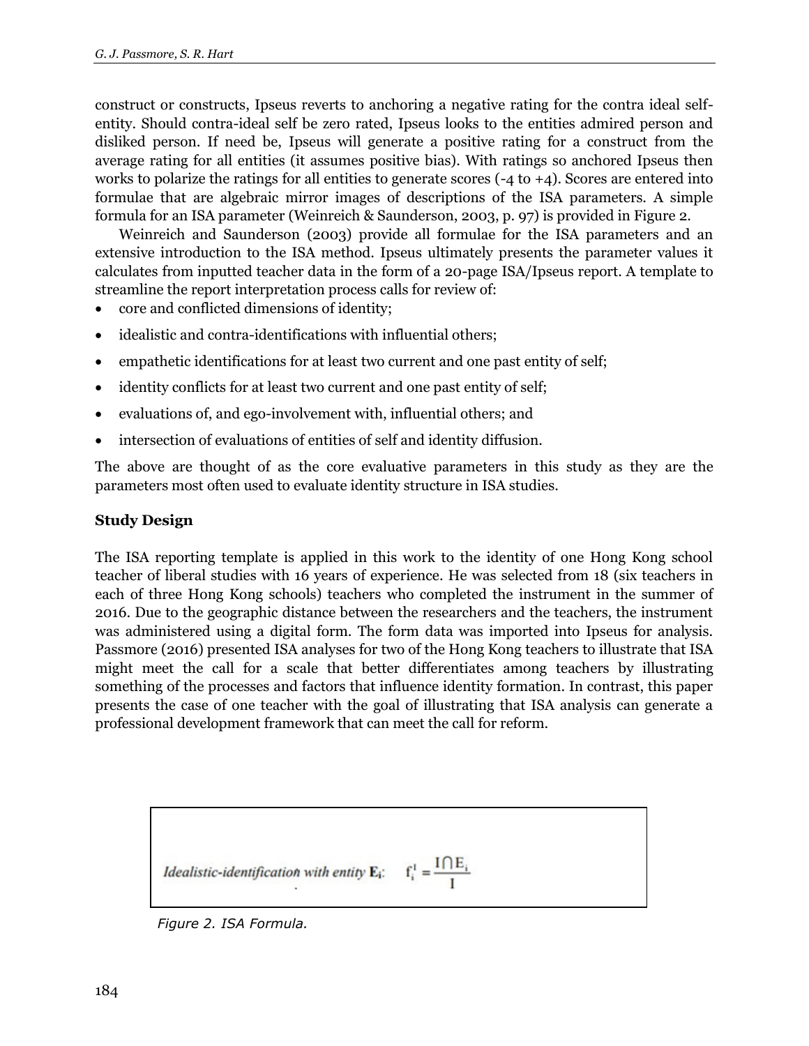construct or constructs, Ipseus reverts to anchoring a negative rating for the contra ideal self-entity. Should contra-ideal self be zero rated, Ipseus looks to the entities admired person and disliked person. If need be, Ipseus will generate a positive rating for a construct from the average rating for all entities (it assumes positive bias). With ratings so anchored Ipseus then works to polarize the ratings for all entities to generate scores (-4 to +4). Scores are entered into formulae that are algebraic mirror images of descriptions of the ISA parameters. A simple formula for an ISA parameter (Weinreich & Saunderson, 2003, p. 97) is provided in Figure 2.

Weinreich and Saunderson (2003) provide all formulae for the ISA parameters and an extensive introduction to the ISA method. Ipseus ultimately presents the parameter values it calculates from inputted teacher data in the form of a 20-page ISA/Ipseus report. A template to streamline the report interpretation process calls for review of:

- core and conflicted dimensions of identity;
- idealistic and contra-identifications with influential others;
- empathetic identifications for at least two current and one past entity of self;
- identity conflicts for at least two current and one past entity of self;
- evaluations of, and ego-involvement with, influential others; and
- intersection of evaluations of entities of self and identity diffusion.

The above are thought of as the core evaluative parameters in this study as they are the parameters most often used to evaluate identity structure in ISA studies.

**Study Design**

The ISA reporting template is applied in this work to the identity of one Hong Kong school teacher of liberal studies with 16 years of experience. He was selected from 18 (six teachers in each of three Hong Kong schools) teachers who completed the instrument in the summer of 2016. Due to the geographic distance between the researchers and the teachers, the instrument was administered using a digital form. The form data was imported into Ipseus for analysis. Passmore (2016) presented ISA analyses for two of the Hong Kong teachers to illustrate that ISA might meet the call for a scale that better differentiates among teachers by illustrating something of the processes and factors that influence identity formation. In contrast, this paper presents the case of one teacher with the goal of illustrating that ISA analysis can generate a professional development framework that can meet the call for reform.

*Idealistic-identification with entity* $\mathbf{E_i}$: $f_i^I = \frac{I \cap E_i}{I}$

*Figure 2. ISA Formula.*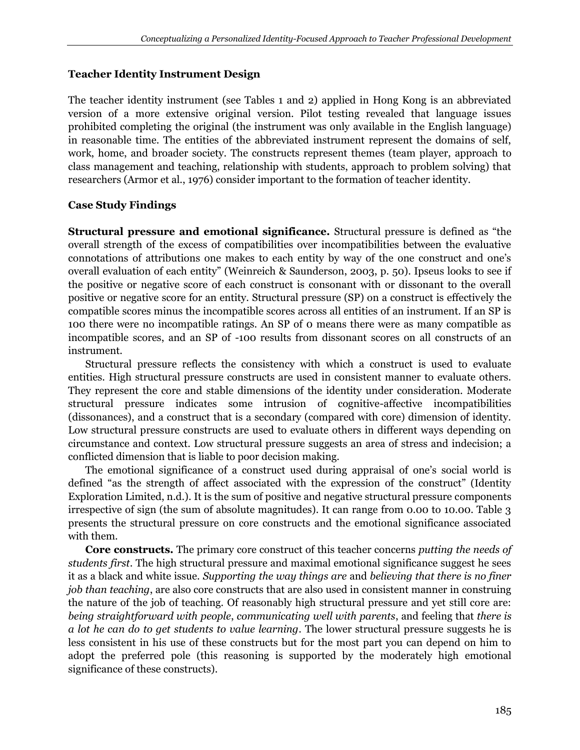### Teacher Identity Instrument Design

The teacher identity instrument (see Tables 1 and 2) applied in Hong Kong is an abbreviated version of a more extensive original version. Pilot testing revealed that language issues prohibited completing the original (the instrument was only available in the English language) in reasonable time. The entities of the abbreviated instrument represent the domains of self, work, home, and broader society. The constructs represent themes (team player, approach to class management and teaching, relationship with students, approach to problem solving) that researchers (Armor et al., 1976) consider important to the formation of teacher identity.

### Case Study Findings

**Structural pressure and emotional significance.** Structural pressure is defined as "the overall strength of the excess of compatibilities over incompatibilities between the evaluative connotations of attributions one makes to each entity by way of the one construct and one's overall evaluation of each entity" (Weinreich & Saunderson, 2003, p. 50). Ipseus looks to see if the positive or negative score of each construct is consonant with or dissonant to the overall positive or negative score for an entity. Structural pressure (SP) on a construct is effectively the compatible scores minus the incompatible scores across all entities of an instrument. If an SP is 100 there were no incompatible ratings. An SP of 0 means there were as many compatible as incompatible scores, and an SP of -100 results from dissonant scores on all constructs of an instrument.

Structural pressure reflects the consistency with which a construct is used to evaluate entities. High structural pressure constructs are used in consistent manner to evaluate others. They represent the core and stable dimensions of the identity under consideration. Moderate structural pressure indicates some intrusion of cognitive-affective incompatibilities (dissonances), and a construct that is a secondary (compared with core) dimension of identity. Low structural pressure constructs are used to evaluate others in different ways depending on circumstance and context. Low structural pressure suggests an area of stress and indecision; a conflicted dimension that is liable to poor decision making.

The emotional significance of a construct used during appraisal of one's social world is defined "as the strength of affect associated with the expression of the construct" (Identity Exploration Limited, n.d.). It is the sum of positive and negative structural pressure components irrespective of sign (the sum of absolute magnitudes). It can range from 0.00 to 10.00. Table 3 presents the structural pressure on core constructs and the emotional significance associated with them.

**Core constructs.** The primary core construct of this teacher concerns *putting the needs of students first*. The high structural pressure and maximal emotional significance suggest he sees it as a black and white issue. *Supporting the way things are* and *believing that there is no finer job than teaching*, are also core constructs that are also used in consistent manner in construing the nature of the job of teaching. Of reasonably high structural pressure and yet still core are: *being straightforward with people*, *communicating well with parents*, and feeling that *there is a lot he can do to get students to value learning*. The lower structural pressure suggests he is less consistent in his use of these constructs but for the most part you can depend on him to adopt the preferred pole (this reasoning is supported by the moderately high emotional significance of these constructs).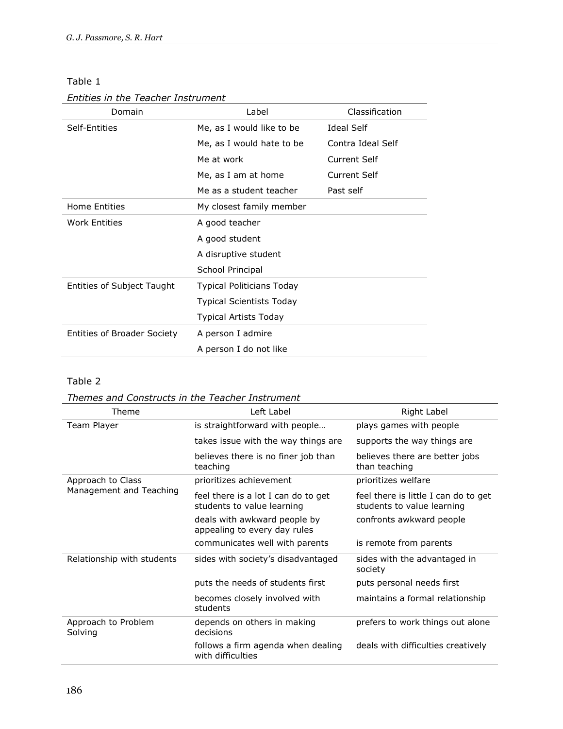Table 1

*Entities in the Teacher Instrument*

| Domain | Label | Classification |
|---|---|---|
| Self-Entities | Me, as I would like to be | Ideal Self |
| | Me, as I would hate to be | Contra Ideal Self |
| | Me at work | Current Self |
| | Me, as I am at home | Current Self |
| | Me as a student teacher | Past self |
| Home Entities | My closest family member | |
| Work Entities | A good teacher | |
| | A good student | |
| | A disruptive student | |
| | School Principal | |
| Entities of Subject Taught | Typical Politicians Today | |
| | Typical Scientists Today | |
| | Typical Artists Today | |
| Entities of Broader Society | A person I admire | |
| | A person I do not like | |

Table 2

*Themes and Constructs in the Teacher Instrument*

| Theme | Left Label | Right Label |
|---|---|---|
| Team Player | is straightforward with people… | plays games with people |
| | takes issue with the way things are | supports the way things are |
| | believes there is no finer job than teaching | believes there are better jobs than teaching |
| Approach to Class Management and Teaching | prioritizes achievement | prioritizes welfare |
| | feel there is a lot I can do to get students to value learning | feel there is little I can do to get students to value learning |
| | deals with awkward people by appealing to every day rules | confronts awkward people |
| | communicates well with parents | is remote from parents |
| Relationship with students | sides with society's disadvantaged | sides with the advantaged in society |
| | puts the needs of students first | puts personal needs first |
| | becomes closely involved with students | maintains a formal relationship |
| Approach to Problem Solving | depends on others in making decisions | prefers to work things out alone |
| | follows a firm agenda when dealing with difficulties | deals with difficulties creatively |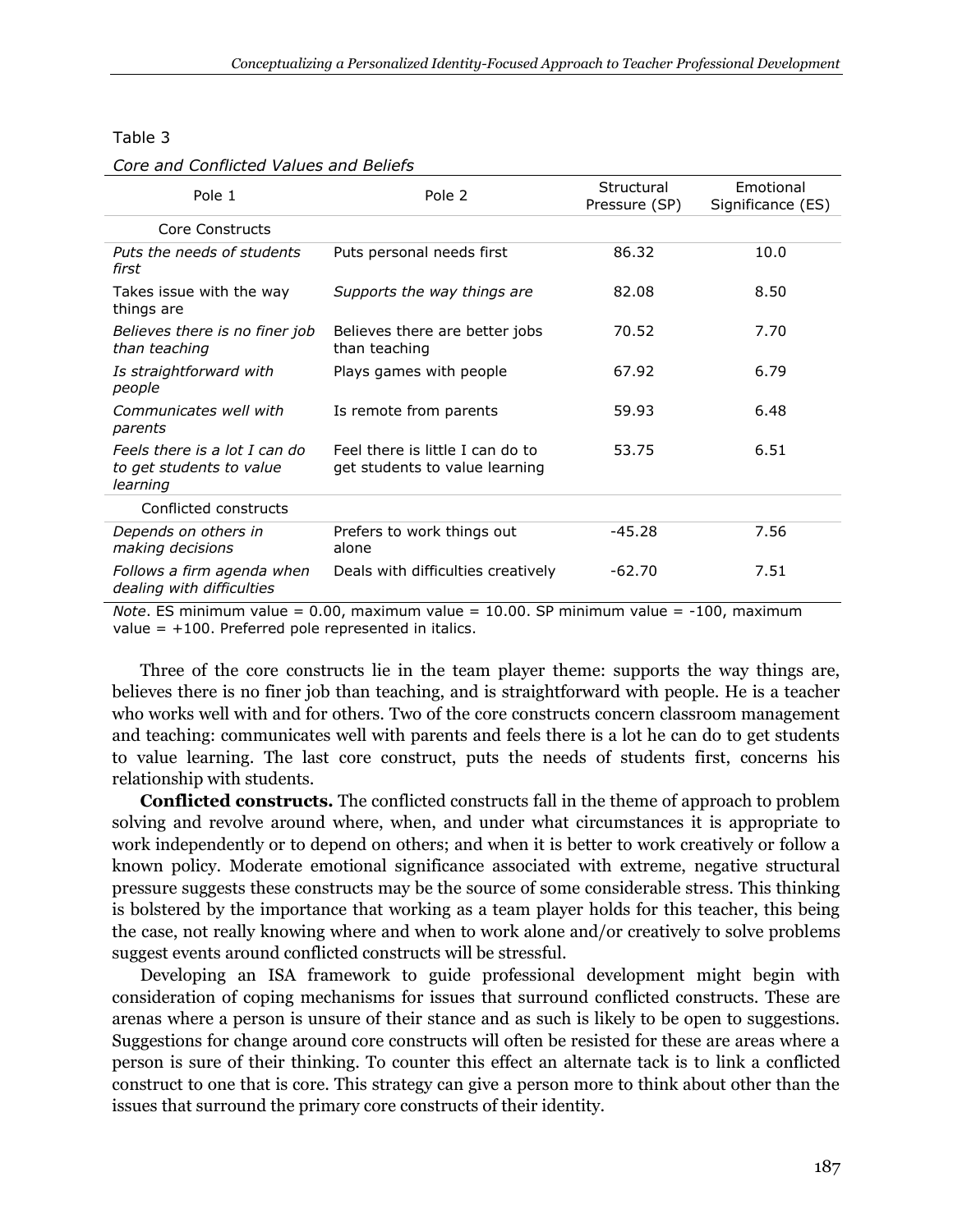Table 3

*Core and Conflicted Values and Beliefs*

| Pole 1 | Pole 2 | Structural Pressure (SP) | Emotional Significance (ES) |
|---|---|---|---|
| Core Constructs | | | |
| *Puts the needs of students first* | Puts personal needs first | 86.32 | 10.0 |
| Takes issue with the way things are | *Supports the way things are* | 82.08 | 8.50 |
| *Believes there is no finer job than teaching* | Believes there are better jobs than teaching | 70.52 | 7.70 |
| *Is straightforward with people* | Plays games with people | 67.92 | 6.79 |
| *Communicates well with parents* | Is remote from parents | 59.93 | 6.48 |
| *Feels there is a lot I can do to get students to value learning* | Feel there is little I can do to get students to value learning | 53.75 | 6.51 |
| Conflicted constructs | | | |
| *Depends on others in making decisions* | Prefers to work things out alone | -45.28 | 7.56 |
| *Follows a firm agenda when dealing with difficulties* | Deals with difficulties creatively | -62.70 | 7.51 |

*Note*. ES minimum value = 0.00, maximum value = 10.00. SP minimum value = -100, maximum value = +100. Preferred pole represented in italics.

Three of the core constructs lie in the team player theme: supports the way things are, believes there is no finer job than teaching, and is straightforward with people. He is a teacher who works well with and for others. Two of the core constructs concern classroom management and teaching: communicates well with parents and feels there is a lot he can do to get students to value learning. The last core construct, puts the needs of students first, concerns his relationship with students.

**Conflicted constructs.** The conflicted constructs fall in the theme of approach to problem solving and revolve around where, when, and under what circumstances it is appropriate to work independently or to depend on others; and when it is better to work creatively or follow a known policy. Moderate emotional significance associated with extreme, negative structural pressure suggests these constructs may be the source of some considerable stress. This thinking is bolstered by the importance that working as a team player holds for this teacher, this being the case, not really knowing where and when to work alone and/or creatively to solve problems suggest events around conflicted constructs will be stressful.

Developing an ISA framework to guide professional development might begin with consideration of coping mechanisms for issues that surround conflicted constructs. These are arenas where a person is unsure of their stance and as such is likely to be open to suggestions. Suggestions for change around core constructs will often be resisted for these are areas where a person is sure of their thinking. To counter this effect an alternate tack is to link a conflicted construct to one that is core. This strategy can give a person more to think about other than the issues that surround the primary core constructs of their identity.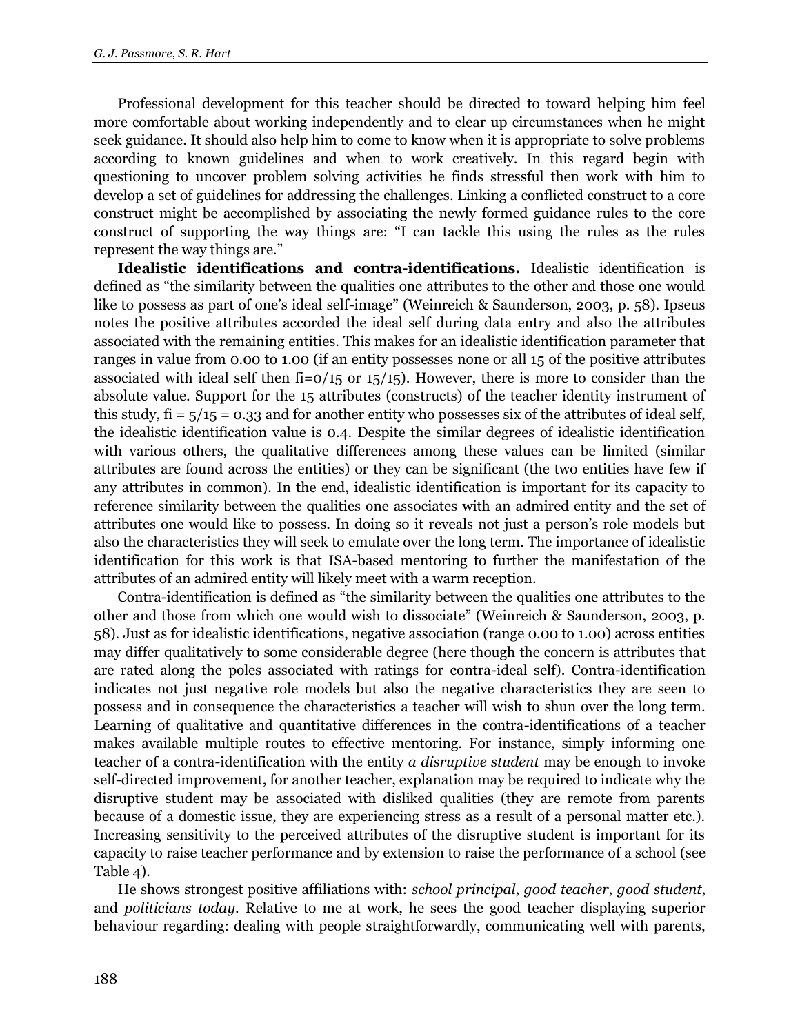Professional development for this teacher should be directed to toward helping him feel more comfortable about working independently and to clear up circumstances when he might seek guidance. It should also help him to come to know when it is appropriate to solve problems according to known guidelines and when to work creatively. In this regard begin with questioning to uncover problem solving activities he finds stressful then work with him to develop a set of guidelines for addressing the challenges. Linking a conflicted construct to a core construct might be accomplished by associating the newly formed guidance rules to the core construct of supporting the way things are: "I can tackle this using the rules as the rules represent the way things are."

**Idealistic identifications and contra-identifications.** Idealistic identification is defined as "the similarity between the qualities one attributes to the other and those one would like to possess as part of one's ideal self-image" (Weinreich & Saunderson, 2003, p. 58). Ipseus notes the positive attributes accorded the ideal self during data entry and also the attributes associated with the remaining entities. This makes for an idealistic identification parameter that ranges in value from 0.00 to 1.00 (if an entity possesses none or all 15 of the positive attributes associated with ideal self then fi=0/15 or 15/15). However, there is more to consider than the absolute value. Support for the 15 attributes (constructs) of the teacher identity instrument of this study, fi = 5/15 = 0.33 and for another entity who possesses six of the attributes of ideal self, the idealistic identification value is 0.4. Despite the similar degrees of idealistic identification with various others, the qualitative differences among these values can be limited (similar attributes are found across the entities) or they can be significant (the two entities have few if any attributes in common). In the end, idealistic identification is important for its capacity to reference similarity between the qualities one associates with an admired entity and the set of attributes one would like to possess. In doing so it reveals not just a person's role models but also the characteristics they will seek to emulate over the long term. The importance of idealistic identification for this work is that ISA-based mentoring to further the manifestation of the attributes of an admired entity will likely meet with a warm reception.

Contra-identification is defined as "the similarity between the qualities one attributes to the other and those from which one would wish to dissociate" (Weinreich & Saunderson, 2003, p. 58). Just as for idealistic identifications, negative association (range 0.00 to 1.00) across entities may differ qualitatively to some considerable degree (here though the concern is attributes that are rated along the poles associated with ratings for contra-ideal self). Contra-identification indicates not just negative role models but also the negative characteristics they are seen to possess and in consequence the characteristics a teacher will wish to shun over the long term. Learning of qualitative and quantitative differences in the contra-identifications of a teacher makes available multiple routes to effective mentoring. For instance, simply informing one teacher of a contra-identification with the entity *a disruptive student* may be enough to invoke self-directed improvement, for another teacher, explanation may be required to indicate why the disruptive student may be associated with disliked qualities (they are remote from parents because of a domestic issue, they are experiencing stress as a result of a personal matter etc.). Increasing sensitivity to the perceived attributes of the disruptive student is important for its capacity to raise teacher performance and by extension to raise the performance of a school (see Table 4).

He shows strongest positive affiliations with: *school principal*, *good teacher*, *good student*, and *politicians today*. Relative to me at work, he sees the good teacher displaying superior behaviour regarding: dealing with people straightforwardly, communicating well with parents,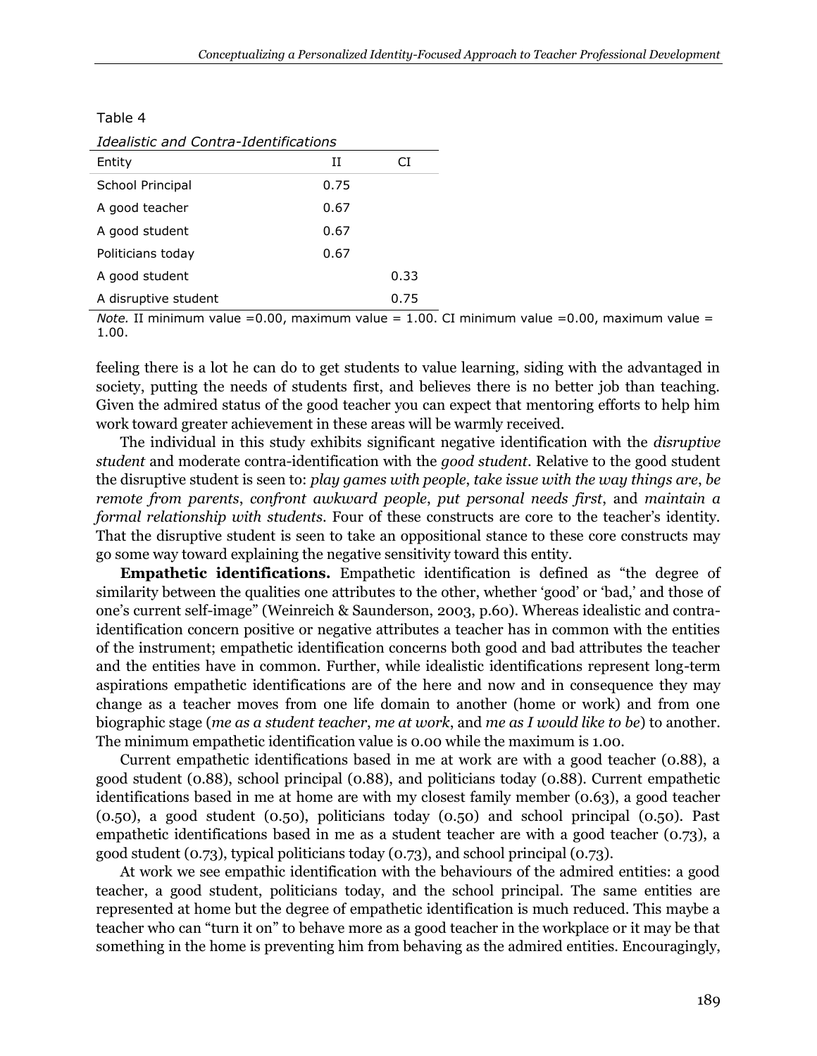Table 4

*Idealistic and Contra-Identifications*

| Entity | II | CI |
|---|---|---|
| School Principal | 0.75 | |
| A good teacher | 0.67 | |
| A good student | 0.67 | |
| Politicians today | 0.67 | |
| A good student | | 0.33 |
| A disruptive student | | 0.75 |

*Note.* II minimum value =0.00, maximum value = 1.00. CI minimum value =0.00, maximum value = 1.00.

feeling there is a lot he can do to get students to value learning, siding with the advantaged in society, putting the needs of students first, and believes there is no better job than teaching. Given the admired status of the good teacher you can expect that mentoring efforts to help him work toward greater achievement in these areas will be warmly received.

The individual in this study exhibits significant negative identification with the *disruptive student* and moderate contra-identification with the *good student*. Relative to the good student the disruptive student is seen to: *play games with people*, *take issue with the way things are*, *be remote from parents*, *confront awkward people*, *put personal needs first*, and *maintain a formal relationship with students*. Four of these constructs are core to the teacher's identity. That the disruptive student is seen to take an oppositional stance to these core constructs may go some way toward explaining the negative sensitivity toward this entity.

**Empathetic identifications.** Empathetic identification is defined as "the degree of similarity between the qualities one attributes to the other, whether 'good' or 'bad,' and those of one's current self-image" (Weinreich & Saunderson, 2003, p.60). Whereas idealistic and contra-identification concern positive or negative attributes a teacher has in common with the entities of the instrument; empathetic identification concerns both good and bad attributes the teacher and the entities have in common. Further, while idealistic identifications represent long-term aspirations empathetic identifications are of the here and now and in consequence they may change as a teacher moves from one life domain to another (home or work) and from one biographic stage (*me as a student teacher*, *me at work*, and *me as I would like to be*) to another. The minimum empathetic identification value is 0.00 while the maximum is 1.00.

Current empathetic identifications based in me at work are with a good teacher (0.88), a good student (0.88), school principal (0.88), and politicians today (0.88). Current empathetic identifications based in me at home are with my closest family member (0.63), a good teacher (0.50), a good student (0.50), politicians today (0.50) and school principal (0.50). Past empathetic identifications based in me as a student teacher are with a good teacher (0.73), a good student (0.73), typical politicians today (0.73), and school principal (0.73).

At work we see empathic identification with the behaviours of the admired entities: a good teacher, a good student, politicians today, and the school principal. The same entities are represented at home but the degree of empathetic identification is much reduced. This maybe a teacher who can "turn it on" to behave more as a good teacher in the workplace or it may be that something in the home is preventing him from behaving as the admired entities. Encouragingly,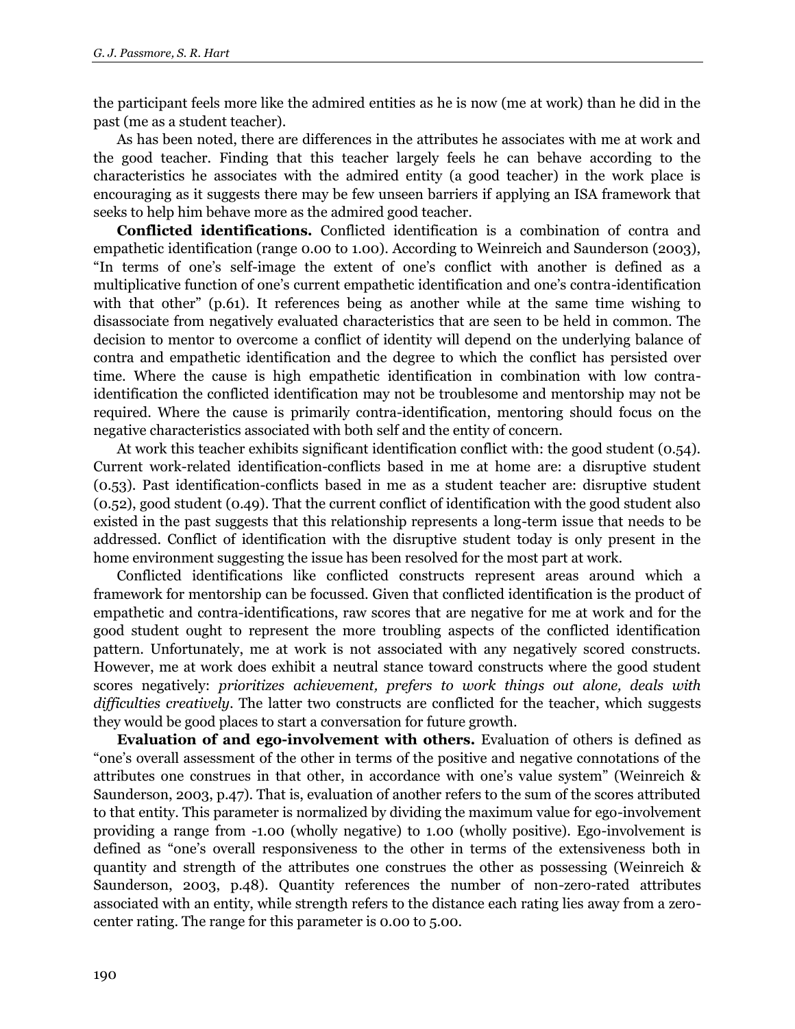the participant feels more like the admired entities as he is now (me at work) than he did in the past (me as a student teacher).

As has been noted, there are differences in the attributes he associates with me at work and the good teacher. Finding that this teacher largely feels he can behave according to the characteristics he associates with the admired entity (a good teacher) in the work place is encouraging as it suggests there may be few unseen barriers if applying an ISA framework that seeks to help him behave more as the admired good teacher.

**Conflicted identifications.** Conflicted identification is a combination of contra and empathetic identification (range 0.00 to 1.00). According to Weinreich and Saunderson (2003), "In terms of one's self-image the extent of one's conflict with another is defined as a multiplicative function of one's current empathetic identification and one's contra-identification with that other" (p.61). It references being as another while at the same time wishing to disassociate from negatively evaluated characteristics that are seen to be held in common. The decision to mentor to overcome a conflict of identity will depend on the underlying balance of contra and empathetic identification and the degree to which the conflict has persisted over time. Where the cause is high empathetic identification in combination with low contra-identification the conflicted identification may not be troublesome and mentorship may not be required. Where the cause is primarily contra-identification, mentoring should focus on the negative characteristics associated with both self and the entity of concern.

At work this teacher exhibits significant identification conflict with: the good student (0.54). Current work-related identification-conflicts based in me at home are: a disruptive student (0.53). Past identification-conflicts based in me as a student teacher are: disruptive student (0.52), good student (0.49). That the current conflict of identification with the good student also existed in the past suggests that this relationship represents a long-term issue that needs to be addressed. Conflict of identification with the disruptive student today is only present in the home environment suggesting the issue has been resolved for the most part at work.

Conflicted identifications like conflicted constructs represent areas around which a framework for mentorship can be focussed. Given that conflicted identification is the product of empathetic and contra-identifications, raw scores that are negative for me at work and for the good student ought to represent the more troubling aspects of the conflicted identification pattern. Unfortunately, me at work is not associated with any negatively scored constructs. However, me at work does exhibit a neutral stance toward constructs where the good student scores negatively: *prioritizes achievement, prefers to work things out alone, deals with difficulties creatively*. The latter two constructs are conflicted for the teacher, which suggests they would be good places to start a conversation for future growth.

**Evaluation of and ego-involvement with others.** Evaluation of others is defined as "one's overall assessment of the other in terms of the positive and negative connotations of the attributes one construes in that other, in accordance with one's value system" (Weinreich & Saunderson, 2003, p.47). That is, evaluation of another refers to the sum of the scores attributed to that entity. This parameter is normalized by dividing the maximum value for ego-involvement providing a range from -1.00 (wholly negative) to 1.00 (wholly positive). Ego-involvement is defined as "one's overall responsiveness to the other in terms of the extensiveness both in quantity and strength of the attributes one construes the other as possessing (Weinreich & Saunderson, 2003, p.48). Quantity references the number of non-zero-rated attributes associated with an entity, while strength refers to the distance each rating lies away from a zero-center rating. The range for this parameter is 0.00 to 5.00.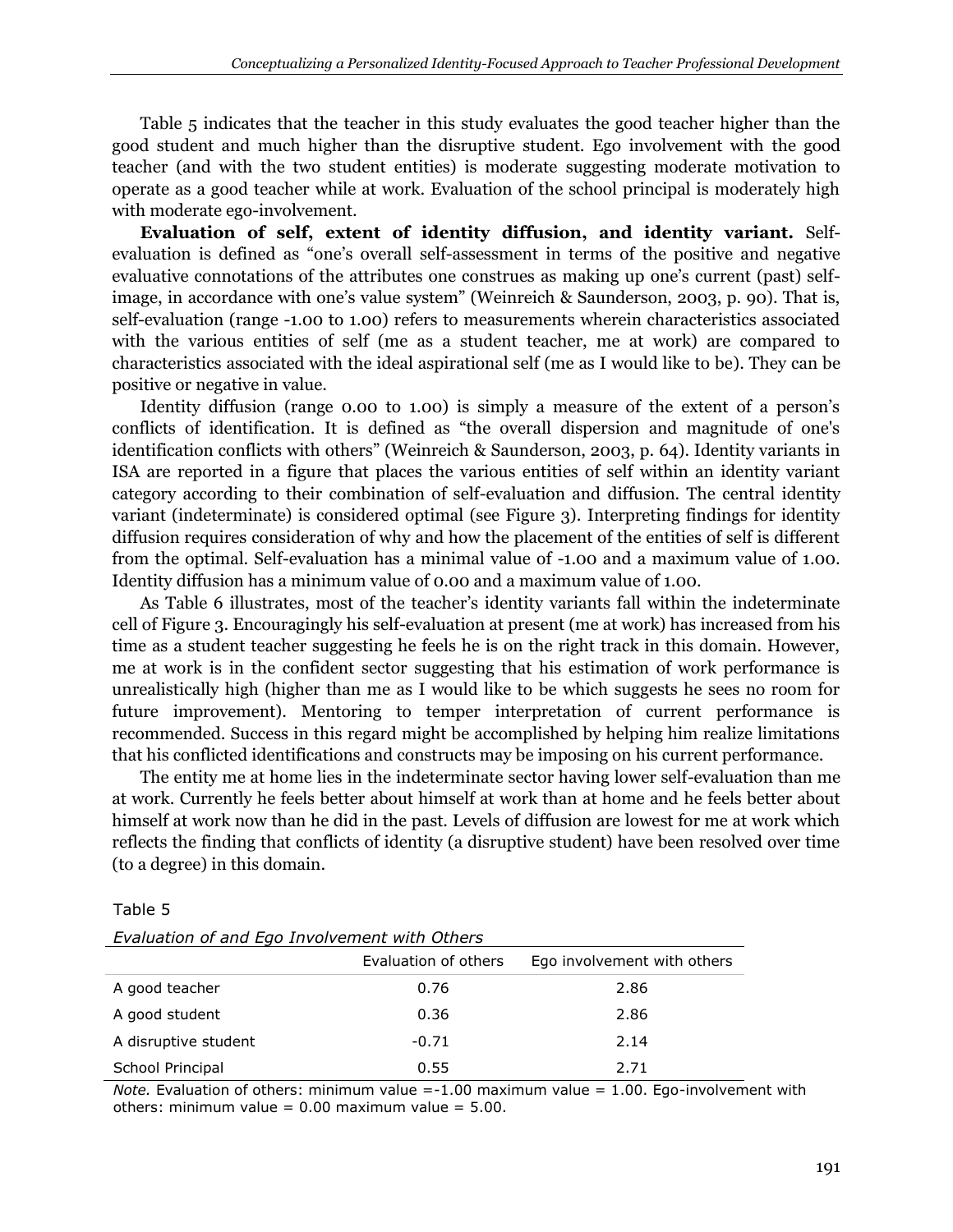Table 5 indicates that the teacher in this study evaluates the good teacher higher than the good student and much higher than the disruptive student. Ego involvement with the good teacher (and with the two student entities) is moderate suggesting moderate motivation to operate as a good teacher while at work. Evaluation of the school principal is moderately high with moderate ego-involvement.

**Evaluation of self, extent of identity diffusion, and identity variant.** Self-evaluation is defined as "one's overall self-assessment in terms of the positive and negative evaluative connotations of the attributes one construes as making up one's current (past) self-image, in accordance with one's value system" (Weinreich & Saunderson, 2003, p. 90). That is, self-evaluation (range -1.00 to 1.00) refers to measurements wherein characteristics associated with the various entities of self (me as a student teacher, me at work) are compared to characteristics associated with the ideal aspirational self (me as I would like to be). They can be positive or negative in value.

Identity diffusion (range 0.00 to 1.00) is simply a measure of the extent of a person's conflicts of identification. It is defined as "the overall dispersion and magnitude of one's identification conflicts with others" (Weinreich & Saunderson, 2003, p. 64). Identity variants in ISA are reported in a figure that places the various entities of self within an identity variant category according to their combination of self-evaluation and diffusion. The central identity variant (indeterminate) is considered optimal (see Figure 3). Interpreting findings for identity diffusion requires consideration of why and how the placement of the entities of self is different from the optimal. Self-evaluation has a minimal value of -1.00 and a maximum value of 1.00. Identity diffusion has a minimum value of 0.00 and a maximum value of 1.00.

As Table 6 illustrates, most of the teacher's identity variants fall within the indeterminate cell of Figure 3. Encouragingly his self-evaluation at present (me at work) has increased from his time as a student teacher suggesting he feels he is on the right track in this domain. However, me at work is in the confident sector suggesting that his estimation of work performance is unrealistically high (higher than me as I would like to be which suggests he sees no room for future improvement). Mentoring to temper interpretation of current performance is recommended. Success in this regard might be accomplished by helping him realize limitations that his conflicted identifications and constructs may be imposing on his current performance.

The entity me at home lies in the indeterminate sector having lower self-evaluation than me at work. Currently he feels better about himself at work than at home and he feels better about himself at work now than he did in the past. Levels of diffusion are lowest for me at work which reflects the finding that conflicts of identity (a disruptive student) have been resolved over time (to a degree) in this domain.

Table 5

*Evaluation of and Ego Involvement with Others*

| | Evaluation of others | Ego involvement with others |
|---|---|---|
| A good teacher | 0.76 | 2.86 |
| A good student | 0.36 | 2.86 |
| A disruptive student | -0.71 | 2.14 |
| School Principal | 0.55 | 2.71 |

*Note.* Evaluation of others: minimum value =-1.00 maximum value = 1.00. Ego-involvement with others: minimum value = 0.00 maximum value = 5.00.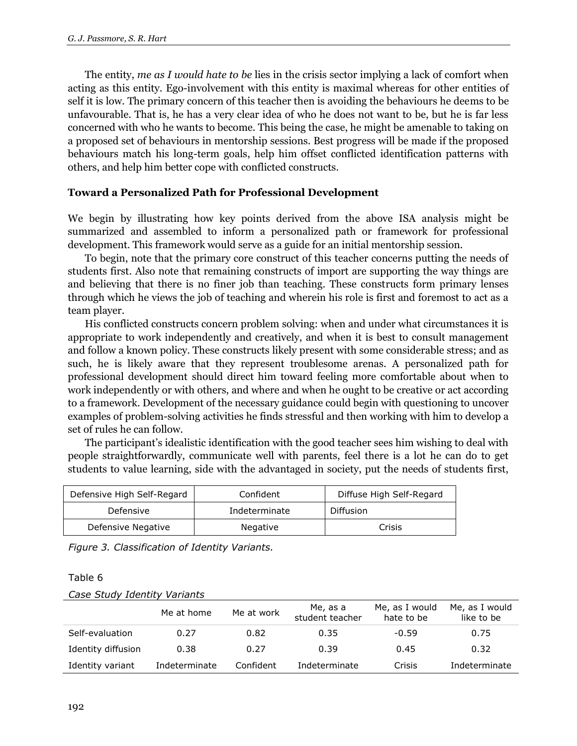The entity, *me as I would hate to be* lies in the crisis sector implying a lack of comfort when acting as this entity. Ego-involvement with this entity is maximal whereas for other entities of self it is low. The primary concern of this teacher then is avoiding the behaviours he deems to be unfavourable. That is, he has a very clear idea of who he does not want to be, but he is far less concerned with who he wants to become. This being the case, he might be amenable to taking on a proposed set of behaviours in mentorship sessions. Best progress will be made if the proposed behaviours match his long-term goals, help him offset conflicted identification patterns with others, and help him better cope with conflicted constructs.

**Toward a Personalized Path for Professional Development**

We begin by illustrating how key points derived from the above ISA analysis might be summarized and assembled to inform a personalized path or framework for professional development. This framework would serve as a guide for an initial mentorship session.

To begin, note that the primary core construct of this teacher concerns putting the needs of students first. Also note that remaining constructs of import are supporting the way things are and believing that there is no finer job than teaching. These constructs form primary lenses through which he views the job of teaching and wherein his role is first and foremost to act as a team player.

His conflicted constructs concern problem solving: when and under what circumstances it is appropriate to work independently and creatively, and when it is best to consult management and follow a known policy. These constructs likely present with some considerable stress; and as such, he is likely aware that they represent troublesome arenas. A personalized path for professional development should direct him toward feeling more comfortable about when to work independently or with others, and where and when he ought to be creative or act according to a framework. Development of the necessary guidance could begin with questioning to uncover examples of problem-solving activities he finds stressful and then working with him to develop a set of rules he can follow.

The participant's idealistic identification with the good teacher sees him wishing to deal with people straightforwardly, communicate well with parents, feel there is a lot he can do to get students to value learning, side with the advantaged in society, put the needs of students first,

| Defensive High Self-Regard | Confident | Diffuse High Self-Regard |
|---|---|---|
| Defensive | Indeterminate | Diffusion |
| Defensive Negative | Negative | Crisis |

*Figure 3. Classification of Identity Variants.*

Table 6

*Case Study Identity Variants*

| | Me at home | Me at work | Me, as a student teacher | Me, as I would hate to be | Me, as I would like to be |
|---|---|---|---|---|---|
| Self-evaluation | 0.27 | 0.82 | 0.35 | -0.59 | 0.75 |
| Identity diffusion | 0.38 | 0.27 | 0.39 | 0.45 | 0.32 |
| Identity variant | Indeterminate | Confident | Indeterminate | Crisis | Indeterminate |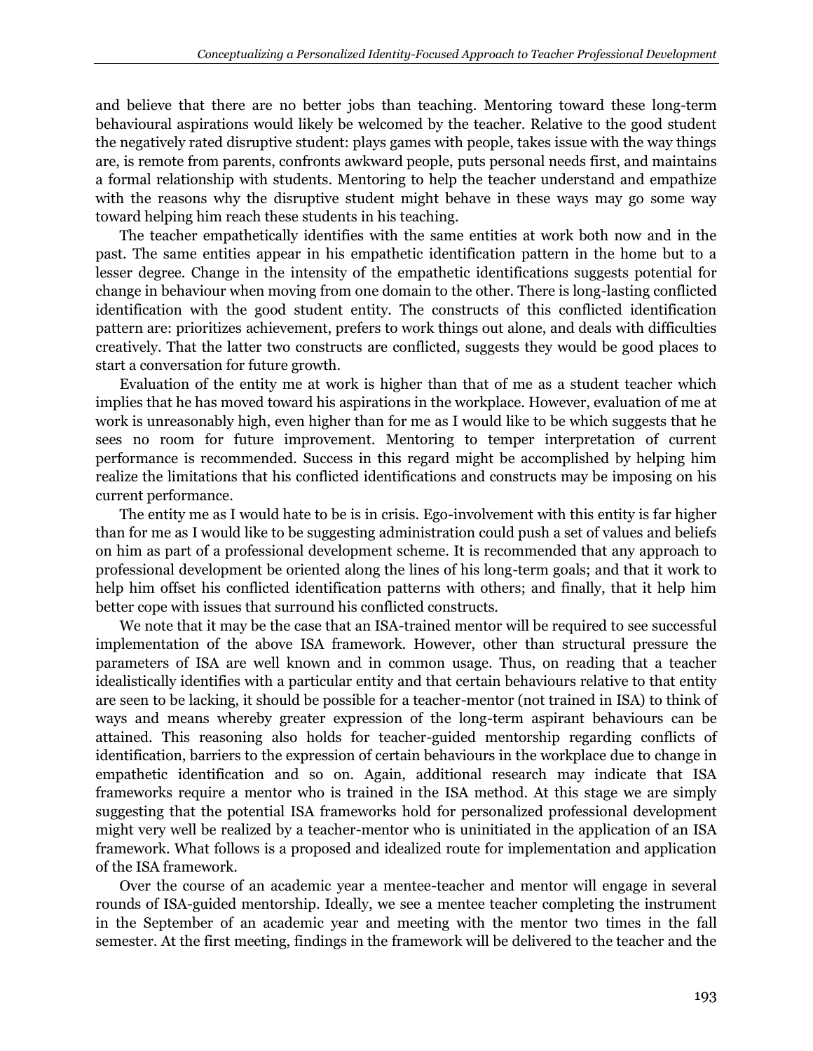and believe that there are no better jobs than teaching. Mentoring toward these long-term behavioural aspirations would likely be welcomed by the teacher. Relative to the good student the negatively rated disruptive student: plays games with people, takes issue with the way things are, is remote from parents, confronts awkward people, puts personal needs first, and maintains a formal relationship with students. Mentoring to help the teacher understand and empathize with the reasons why the disruptive student might behave in these ways may go some way toward helping him reach these students in his teaching.

The teacher empathetically identifies with the same entities at work both now and in the past. The same entities appear in his empathetic identification pattern in the home but to a lesser degree. Change in the intensity of the empathetic identifications suggests potential for change in behaviour when moving from one domain to the other. There is long-lasting conflicted identification with the good student entity. The constructs of this conflicted identification pattern are: prioritizes achievement, prefers to work things out alone, and deals with difficulties creatively. That the latter two constructs are conflicted, suggests they would be good places to start a conversation for future growth.

Evaluation of the entity me at work is higher than that of me as a student teacher which implies that he has moved toward his aspirations in the workplace. However, evaluation of me at work is unreasonably high, even higher than for me as I would like to be which suggests that he sees no room for future improvement. Mentoring to temper interpretation of current performance is recommended. Success in this regard might be accomplished by helping him realize the limitations that his conflicted identifications and constructs may be imposing on his current performance.

The entity me as I would hate to be is in crisis. Ego-involvement with this entity is far higher than for me as I would like to be suggesting administration could push a set of values and beliefs on him as part of a professional development scheme. It is recommended that any approach to professional development be oriented along the lines of his long-term goals; and that it work to help him offset his conflicted identification patterns with others; and finally, that it help him better cope with issues that surround his conflicted constructs.

We note that it may be the case that an ISA-trained mentor will be required to see successful implementation of the above ISA framework. However, other than structural pressure the parameters of ISA are well known and in common usage. Thus, on reading that a teacher idealistically identifies with a particular entity and that certain behaviours relative to that entity are seen to be lacking, it should be possible for a teacher-mentor (not trained in ISA) to think of ways and means whereby greater expression of the long-term aspirant behaviours can be attained. This reasoning also holds for teacher-guided mentorship regarding conflicts of identification, barriers to the expression of certain behaviours in the workplace due to change in empathetic identification and so on. Again, additional research may indicate that ISA frameworks require a mentor who is trained in the ISA method. At this stage we are simply suggesting that the potential ISA frameworks hold for personalized professional development might very well be realized by a teacher-mentor who is uninitiated in the application of an ISA framework. What follows is a proposed and idealized route for implementation and application of the ISA framework.

Over the course of an academic year a mentee-teacher and mentor will engage in several rounds of ISA-guided mentorship. Ideally, we see a mentee teacher completing the instrument in the September of an academic year and meeting with the mentor two times in the fall semester. At the first meeting, findings in the framework will be delivered to the teacher and the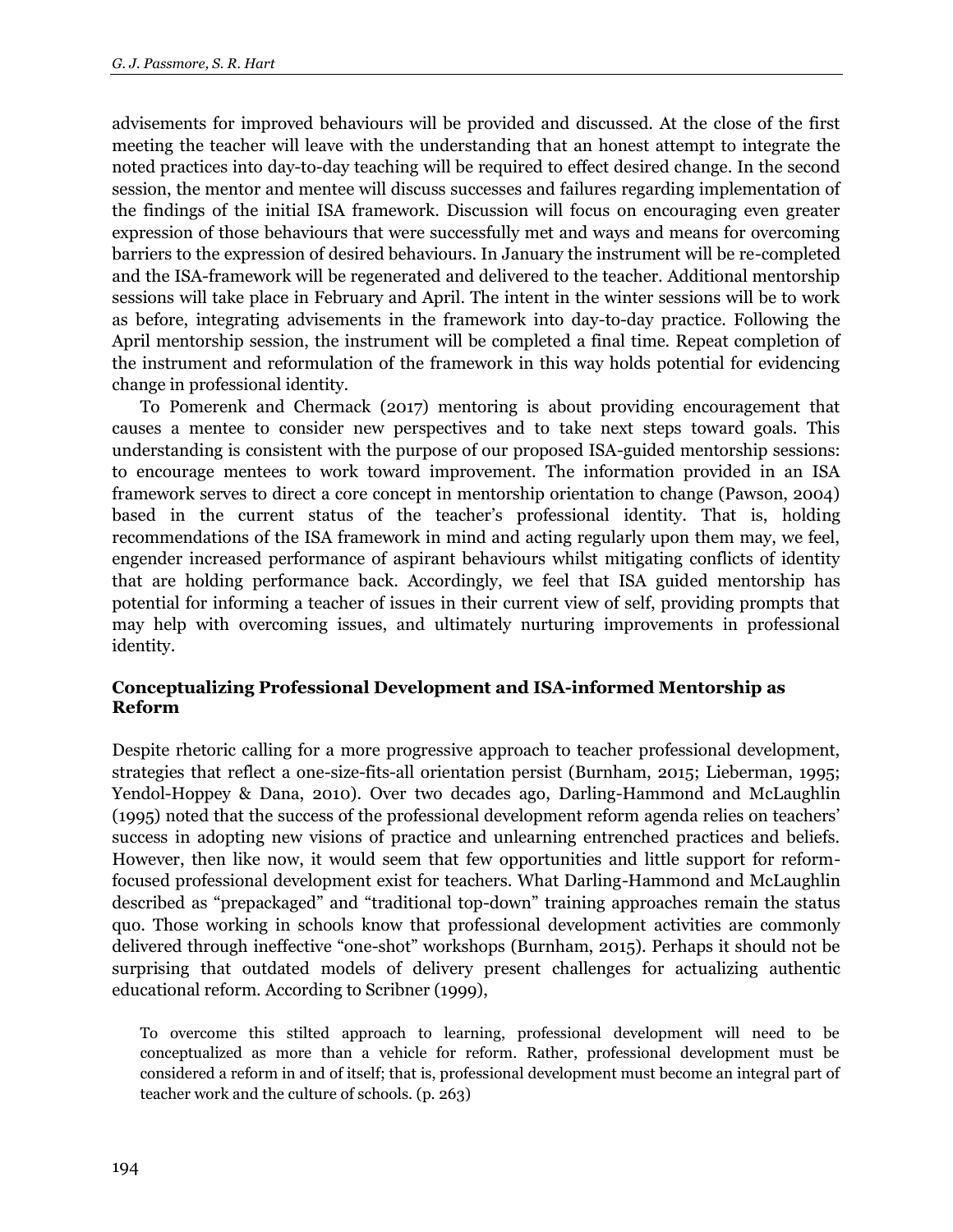advisements for improved behaviours will be provided and discussed. At the close of the first meeting the teacher will leave with the understanding that an honest attempt to integrate the noted practices into day-to-day teaching will be required to effect desired change. In the second session, the mentor and mentee will discuss successes and failures regarding implementation of the findings of the initial ISA framework. Discussion will focus on encouraging even greater expression of those behaviours that were successfully met and ways and means for overcoming barriers to the expression of desired behaviours. In January the instrument will be re-completed and the ISA-framework will be regenerated and delivered to the teacher. Additional mentorship sessions will take place in February and April. The intent in the winter sessions will be to work as before, integrating advisements in the framework into day-to-day practice. Following the April mentorship session, the instrument will be completed a final time. Repeat completion of the instrument and reformulation of the framework in this way holds potential for evidencing change in professional identity.

To Pomerenk and Chermack (2017) mentoring is about providing encouragement that causes a mentee to consider new perspectives and to take next steps toward goals. This understanding is consistent with the purpose of our proposed ISA-guided mentorship sessions: to encourage mentees to work toward improvement. The information provided in an ISA framework serves to direct a core concept in mentorship orientation to change (Pawson, 2004) based in the current status of the teacher's professional identity. That is, holding recommendations of the ISA framework in mind and acting regularly upon them may, we feel, engender increased performance of aspirant behaviours whilst mitigating conflicts of identity that are holding performance back. Accordingly, we feel that ISA guided mentorship has potential for informing a teacher of issues in their current view of self, providing prompts that may help with overcoming issues, and ultimately nurturing improvements in professional identity.

### Conceptualizing Professional Development and ISA-informed Mentorship as Reform

Despite rhetoric calling for a more progressive approach to teacher professional development, strategies that reflect a one-size-fits-all orientation persist (Burnham, 2015; Lieberman, 1995; Yendol-Hoppey & Dana, 2010). Over two decades ago, Darling-Hammond and McLaughlin (1995) noted that the success of the professional development reform agenda relies on teachers' success in adopting new visions of practice and unlearning entrenched practices and beliefs. However, then like now, it would seem that few opportunities and little support for reform-focused professional development exist for teachers. What Darling-Hammond and McLaughlin described as "prepackaged" and "traditional top-down" training approaches remain the status quo. Those working in schools know that professional development activities are commonly delivered through ineffective "one-shot" workshops (Burnham, 2015). Perhaps it should not be surprising that outdated models of delivery present challenges for actualizing authentic educational reform. According to Scribner (1999),

> To overcome this stilted approach to learning, professional development will need to be conceptualized as more than a vehicle for reform. Rather, professional development must be considered a reform in and of itself; that is, professional development must become an integral part of teacher work and the culture of schools. (p. 263)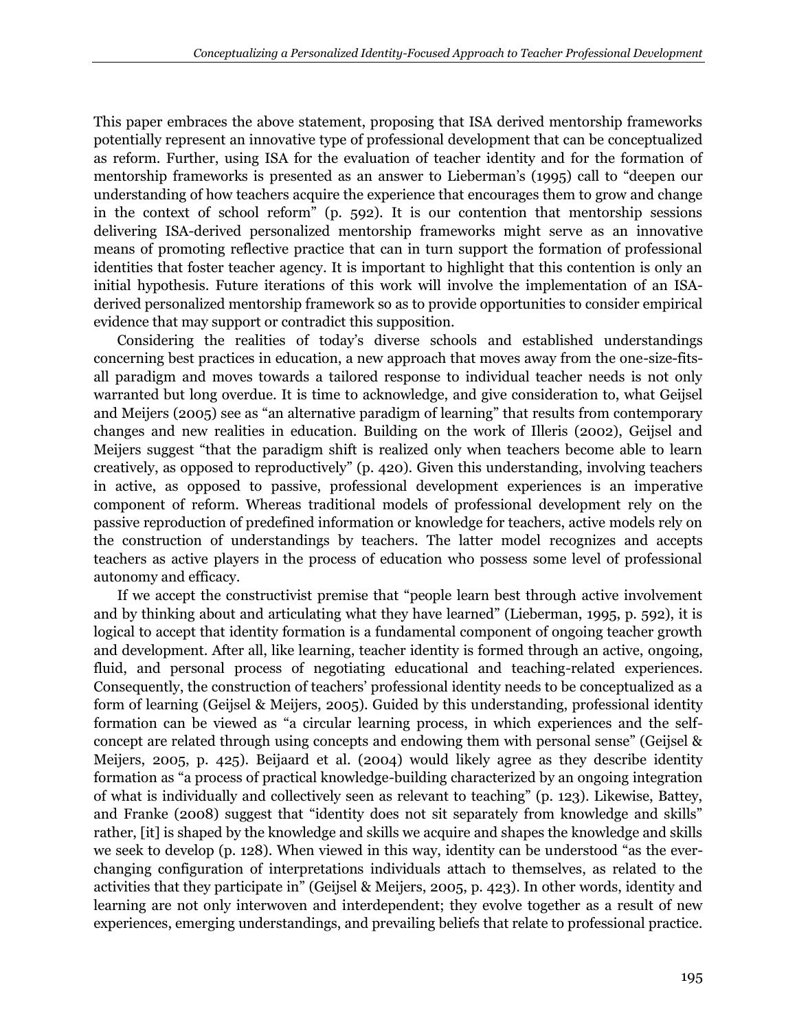This paper embraces the above statement, proposing that ISA derived mentorship frameworks potentially represent an innovative type of professional development that can be conceptualized as reform. Further, using ISA for the evaluation of teacher identity and for the formation of mentorship frameworks is presented as an answer to Lieberman's (1995) call to "deepen our understanding of how teachers acquire the experience that encourages them to grow and change in the context of school reform" (p. 592). It is our contention that mentorship sessions delivering ISA-derived personalized mentorship frameworks might serve as an innovative means of promoting reflective practice that can in turn support the formation of professional identities that foster teacher agency. It is important to highlight that this contention is only an initial hypothesis. Future iterations of this work will involve the implementation of an ISA-derived personalized mentorship framework so as to provide opportunities to consider empirical evidence that may support or contradict this supposition.

Considering the realities of today's diverse schools and established understandings concerning best practices in education, a new approach that moves away from the one-size-fits-all paradigm and moves towards a tailored response to individual teacher needs is not only warranted but long overdue. It is time to acknowledge, and give consideration to, what Geijsel and Meijers (2005) see as "an alternative paradigm of learning" that results from contemporary changes and new realities in education. Building on the work of Illeris (2002), Geijsel and Meijers suggest "that the paradigm shift is realized only when teachers become able to learn creatively, as opposed to reproductively" (p. 420). Given this understanding, involving teachers in active, as opposed to passive, professional development experiences is an imperative component of reform. Whereas traditional models of professional development rely on the passive reproduction of predefined information or knowledge for teachers, active models rely on the construction of understandings by teachers. The latter model recognizes and accepts teachers as active players in the process of education who possess some level of professional autonomy and efficacy.

If we accept the constructivist premise that "people learn best through active involvement and by thinking about and articulating what they have learned" (Lieberman, 1995, p. 592), it is logical to accept that identity formation is a fundamental component of ongoing teacher growth and development. After all, like learning, teacher identity is formed through an active, ongoing, fluid, and personal process of negotiating educational and teaching-related experiences. Consequently, the construction of teachers' professional identity needs to be conceptualized as a form of learning (Geijsel & Meijers, 2005). Guided by this understanding, professional identity formation can be viewed as "a circular learning process, in which experiences and the self-concept are related through using concepts and endowing them with personal sense" (Geijsel & Meijers, 2005, p. 425). Beijaard et al. (2004) would likely agree as they describe identity formation as "a process of practical knowledge-building characterized by an ongoing integration of what is individually and collectively seen as relevant to teaching" (p. 123). Likewise, Battey, and Franke (2008) suggest that "identity does not sit separately from knowledge and skills" rather, [it] is shaped by the knowledge and skills we acquire and shapes the knowledge and skills we seek to develop (p. 128). When viewed in this way, identity can be understood "as the ever-changing configuration of interpretations individuals attach to themselves, as related to the activities that they participate in" (Geijsel & Meijers, 2005, p. 423). In other words, identity and learning are not only interwoven and interdependent; they evolve together as a result of new experiences, emerging understandings, and prevailing beliefs that relate to professional practice.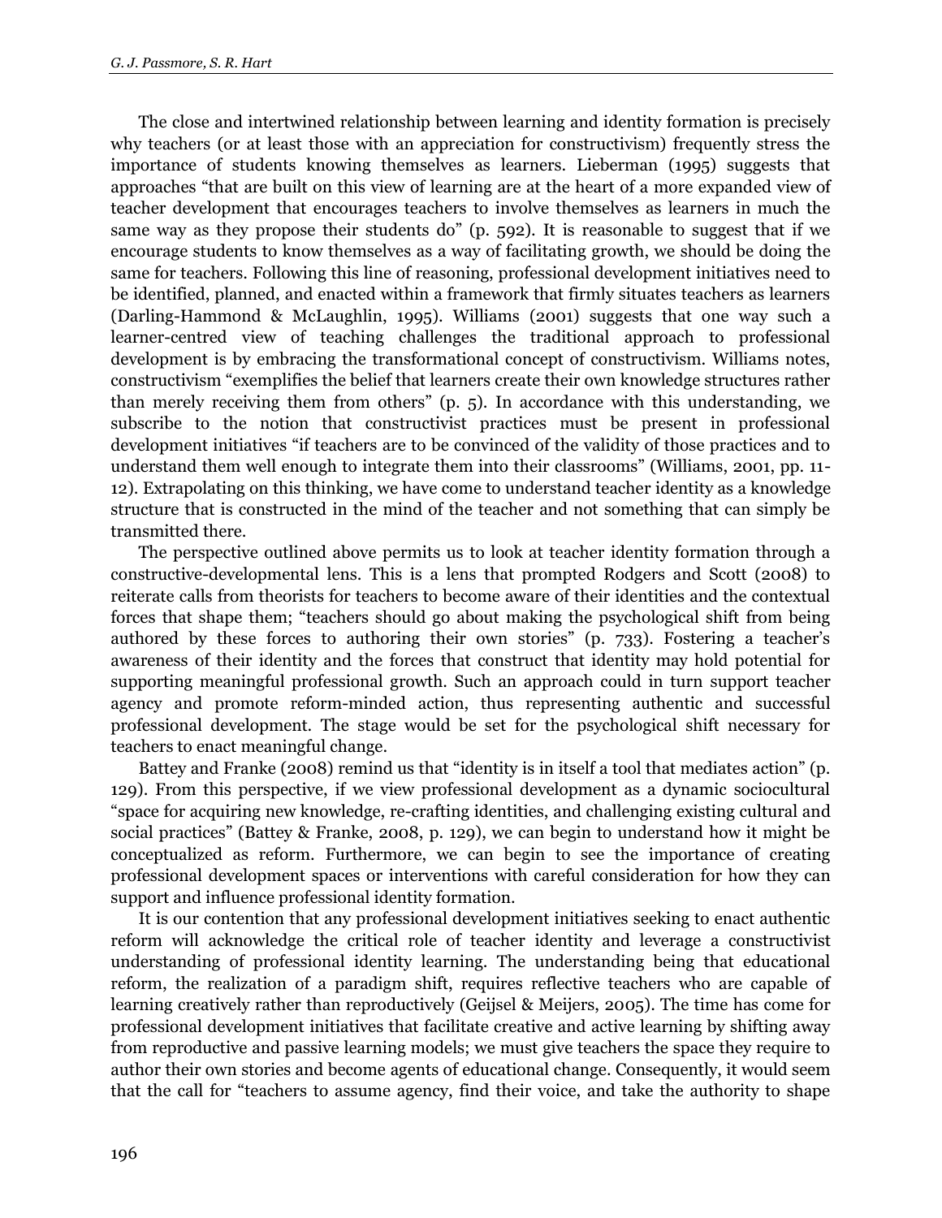The close and intertwined relationship between learning and identity formation is precisely why teachers (or at least those with an appreciation for constructivism) frequently stress the importance of students knowing themselves as learners. Lieberman (1995) suggests that approaches "that are built on this view of learning are at the heart of a more expanded view of teacher development that encourages teachers to involve themselves as learners in much the same way as they propose their students do" (p. 592). It is reasonable to suggest that if we encourage students to know themselves as a way of facilitating growth, we should be doing the same for teachers. Following this line of reasoning, professional development initiatives need to be identified, planned, and enacted within a framework that firmly situates teachers as learners (Darling-Hammond & McLaughlin, 1995). Williams (2001) suggests that one way such a learner-centred view of teaching challenges the traditional approach to professional development is by embracing the transformational concept of constructivism. Williams notes, constructivism "exemplifies the belief that learners create their own knowledge structures rather than merely receiving them from others" (p. 5). In accordance with this understanding, we subscribe to the notion that constructivist practices must be present in professional development initiatives "if teachers are to be convinced of the validity of those practices and to understand them well enough to integrate them into their classrooms" (Williams, 2001, pp. 11-12). Extrapolating on this thinking, we have come to understand teacher identity as a knowledge structure that is constructed in the mind of the teacher and not something that can simply be transmitted there.

The perspective outlined above permits us to look at teacher identity formation through a constructive-developmental lens. This is a lens that prompted Rodgers and Scott (2008) to reiterate calls from theorists for teachers to become aware of their identities and the contextual forces that shape them; "teachers should go about making the psychological shift from being authored by these forces to authoring their own stories" (p. 733). Fostering a teacher's awareness of their identity and the forces that construct that identity may hold potential for supporting meaningful professional growth. Such an approach could in turn support teacher agency and promote reform-minded action, thus representing authentic and successful professional development. The stage would be set for the psychological shift necessary for teachers to enact meaningful change.

Battey and Franke (2008) remind us that "identity is in itself a tool that mediates action" (p. 129). From this perspective, if we view professional development as a dynamic sociocultural "space for acquiring new knowledge, re-crafting identities, and challenging existing cultural and social practices" (Battey & Franke, 2008, p. 129), we can begin to understand how it might be conceptualized as reform. Furthermore, we can begin to see the importance of creating professional development spaces or interventions with careful consideration for how they can support and influence professional identity formation.

It is our contention that any professional development initiatives seeking to enact authentic reform will acknowledge the critical role of teacher identity and leverage a constructivist understanding of professional identity learning. The understanding being that educational reform, the realization of a paradigm shift, requires reflective teachers who are capable of learning creatively rather than reproductively (Geijsel & Meijers, 2005). The time has come for professional development initiatives that facilitate creative and active learning by shifting away from reproductive and passive learning models; we must give teachers the space they require to author their own stories and become agents of educational change. Consequently, it would seem that the call for "teachers to assume agency, find their voice, and take the authority to shape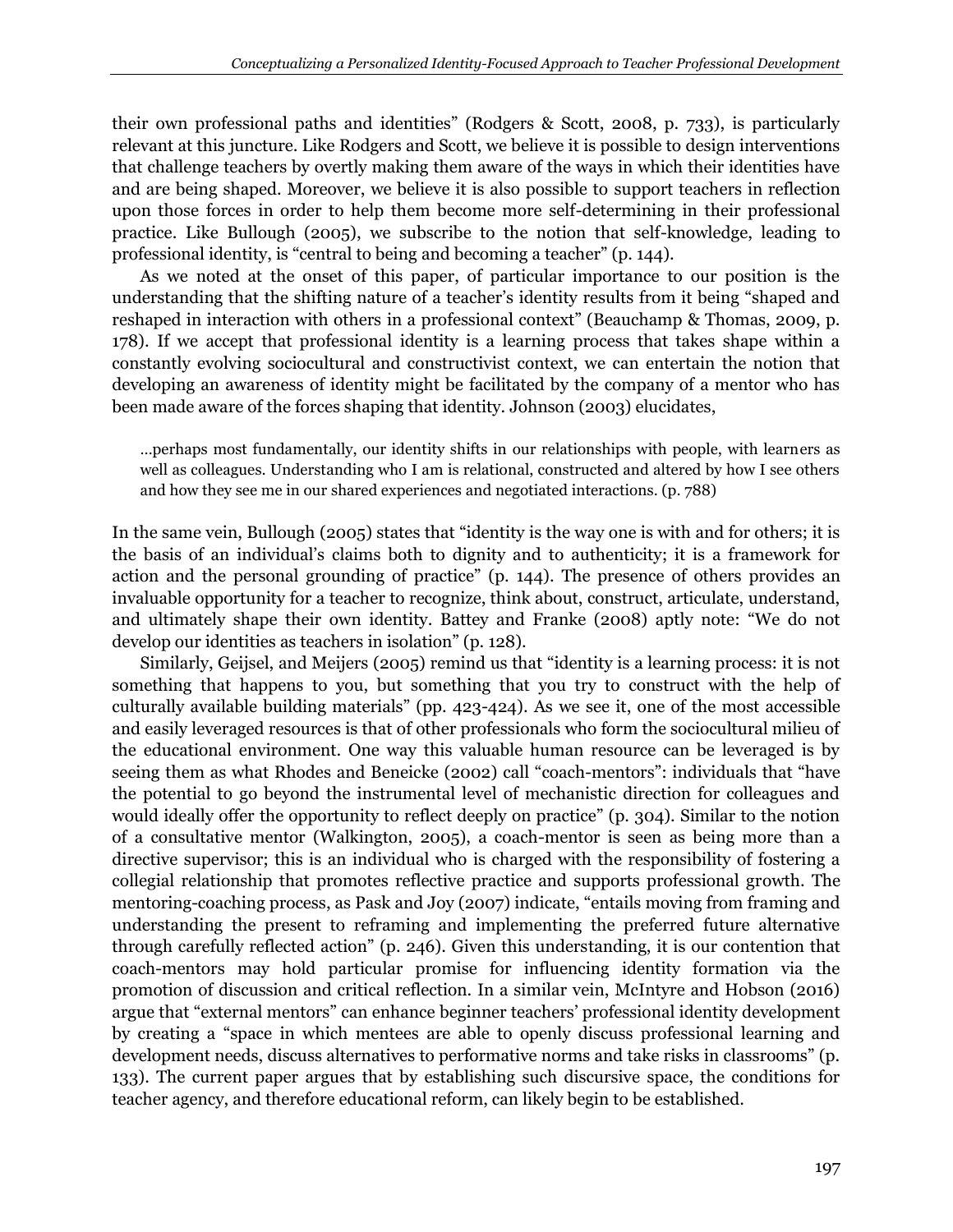their own professional paths and identities" (Rodgers & Scott, 2008, p. 733), is particularly relevant at this juncture. Like Rodgers and Scott, we believe it is possible to design interventions that challenge teachers by overtly making them aware of the ways in which their identities have and are being shaped. Moreover, we believe it is also possible to support teachers in reflection upon those forces in order to help them become more self-determining in their professional practice. Like Bullough (2005), we subscribe to the notion that self-knowledge, leading to professional identity, is "central to being and becoming a teacher" (p. 144).

As we noted at the onset of this paper, of particular importance to our position is the understanding that the shifting nature of a teacher's identity results from it being "shaped and reshaped in interaction with others in a professional context" (Beauchamp & Thomas, 2009, p. 178). If we accept that professional identity is a learning process that takes shape within a constantly evolving sociocultural and constructivist context, we can entertain the notion that developing an awareness of identity might be facilitated by the company of a mentor who has been made aware of the forces shaping that identity. Johnson (2003) elucidates,

> …perhaps most fundamentally, our identity shifts in our relationships with people, with learners as well as colleagues. Understanding who I am is relational, constructed and altered by how I see others and how they see me in our shared experiences and negotiated interactions. (p. 788)

In the same vein, Bullough (2005) states that "identity is the way one is with and for others; it is the basis of an individual's claims both to dignity and to authenticity; it is a framework for action and the personal grounding of practice" (p. 144). The presence of others provides an invaluable opportunity for a teacher to recognize, think about, construct, articulate, understand, and ultimately shape their own identity. Battey and Franke (2008) aptly note: "We do not develop our identities as teachers in isolation" (p. 128).

Similarly, Geijsel, and Meijers (2005) remind us that "identity is a learning process: it is not something that happens to you, but something that you try to construct with the help of culturally available building materials" (pp. 423-424). As we see it, one of the most accessible and easily leveraged resources is that of other professionals who form the sociocultural milieu of the educational environment. One way this valuable human resource can be leveraged is by seeing them as what Rhodes and Beneicke (2002) call "coach-mentors": individuals that "have the potential to go beyond the instrumental level of mechanistic direction for colleagues and would ideally offer the opportunity to reflect deeply on practice" (p. 304). Similar to the notion of a consultative mentor (Walkington, 2005), a coach-mentor is seen as being more than a directive supervisor; this is an individual who is charged with the responsibility of fostering a collegial relationship that promotes reflective practice and supports professional growth. The mentoring-coaching process, as Pask and Joy (2007) indicate, "entails moving from framing and understanding the present to reframing and implementing the preferred future alternative through carefully reflected action" (p. 246). Given this understanding, it is our contention that coach-mentors may hold particular promise for influencing identity formation via the promotion of discussion and critical reflection. In a similar vein, McIntyre and Hobson (2016) argue that "external mentors" can enhance beginner teachers' professional identity development by creating a "space in which mentees are able to openly discuss professional learning and development needs, discuss alternatives to performative norms and take risks in classrooms" (p. 133). The current paper argues that by establishing such discursive space, the conditions for teacher agency, and therefore educational reform, can likely begin to be established.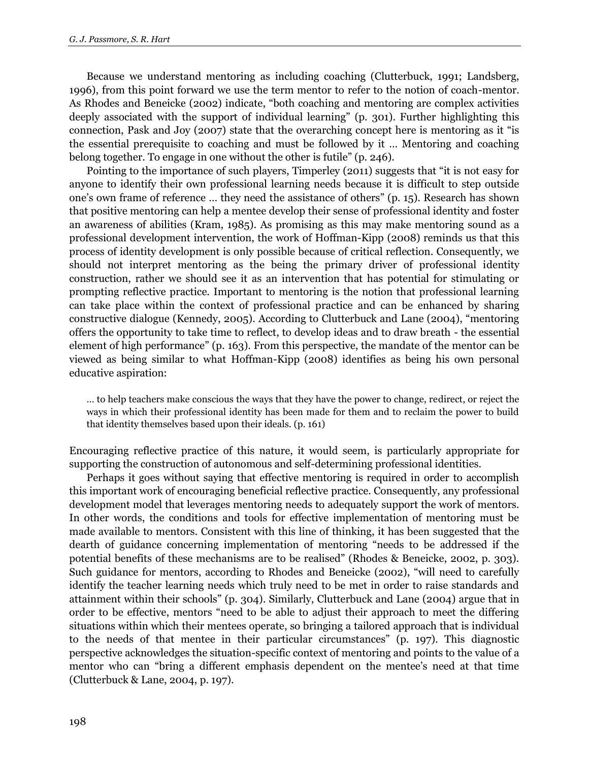Because we understand mentoring as including coaching (Clutterbuck, 1991; Landsberg, 1996), from this point forward we use the term mentor to refer to the notion of coach-mentor. As Rhodes and Beneicke (2002) indicate, "both coaching and mentoring are complex activities deeply associated with the support of individual learning" (p. 301). Further highlighting this connection, Pask and Joy (2007) state that the overarching concept here is mentoring as it "is the essential prerequisite to coaching and must be followed by it … Mentoring and coaching belong together. To engage in one without the other is futile" (p. 246).

Pointing to the importance of such players, Timperley (2011) suggests that "it is not easy for anyone to identify their own professional learning needs because it is difficult to step outside one's own frame of reference … they need the assistance of others" (p. 15). Research has shown that positive mentoring can help a mentee develop their sense of professional identity and foster an awareness of abilities (Kram, 1985). As promising as this may make mentoring sound as a professional development intervention, the work of Hoffman-Kipp (2008) reminds us that this process of identity development is only possible because of critical reflection. Consequently, we should not interpret mentoring as the being the primary driver of professional identity construction, rather we should see it as an intervention that has potential for stimulating or prompting reflective practice. Important to mentoring is the notion that professional learning can take place within the context of professional practice and can be enhanced by sharing constructive dialogue (Kennedy, 2005). According to Clutterbuck and Lane (2004), "mentoring offers the opportunity to take time to reflect, to develop ideas and to draw breath - the essential element of high performance" (p. 163). From this perspective, the mandate of the mentor can be viewed as being similar to what Hoffman-Kipp (2008) identifies as being his own personal educative aspiration:

> … to help teachers make conscious the ways that they have the power to change, redirect, or reject the ways in which their professional identity has been made for them and to reclaim the power to build that identity themselves based upon their ideals. (p. 161)

Encouraging reflective practice of this nature, it would seem, is particularly appropriate for supporting the construction of autonomous and self-determining professional identities.

Perhaps it goes without saying that effective mentoring is required in order to accomplish this important work of encouraging beneficial reflective practice. Consequently, any professional development model that leverages mentoring needs to adequately support the work of mentors. In other words, the conditions and tools for effective implementation of mentoring must be made available to mentors. Consistent with this line of thinking, it has been suggested that the dearth of guidance concerning implementation of mentoring "needs to be addressed if the potential benefits of these mechanisms are to be realised" (Rhodes & Beneicke, 2002, p. 303). Such guidance for mentors, according to Rhodes and Beneicke (2002), "will need to carefully identify the teacher learning needs which truly need to be met in order to raise standards and attainment within their schools" (p. 304). Similarly, Clutterbuck and Lane (2004) argue that in order to be effective, mentors "need to be able to adjust their approach to meet the differing situations within which their mentees operate, so bringing a tailored approach that is individual to the needs of that mentee in their particular circumstances" (p. 197). This diagnostic perspective acknowledges the situation-specific context of mentoring and points to the value of a mentor who can "bring a different emphasis dependent on the mentee's need at that time (Clutterbuck & Lane, 2004, p. 197).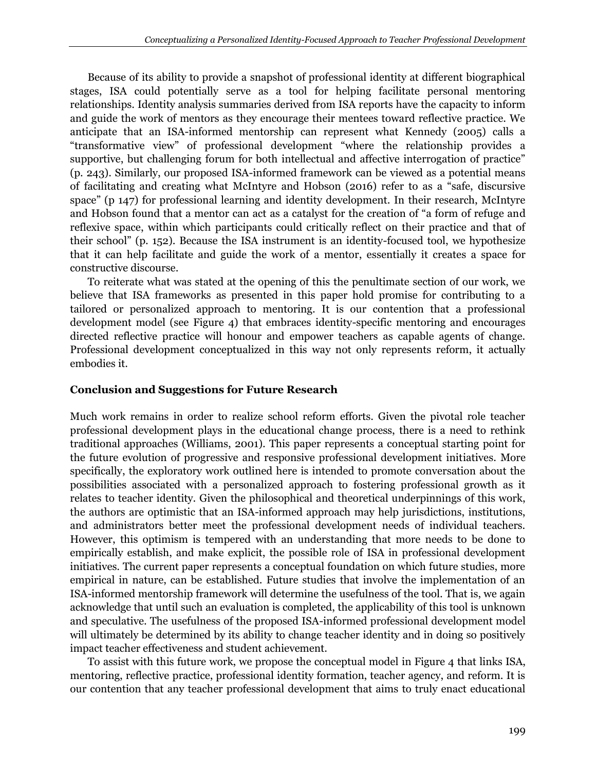Because of its ability to provide a snapshot of professional identity at different biographical stages, ISA could potentially serve as a tool for helping facilitate personal mentoring relationships. Identity analysis summaries derived from ISA reports have the capacity to inform and guide the work of mentors as they encourage their mentees toward reflective practice. We anticipate that an ISA-informed mentorship can represent what Kennedy (2005) calls a "transformative view" of professional development "where the relationship provides a supportive, but challenging forum for both intellectual and affective interrogation of practice" (p. 243). Similarly, our proposed ISA-informed framework can be viewed as a potential means of facilitating and creating what McIntyre and Hobson (2016) refer to as a "safe, discursive space" (p 147) for professional learning and identity development. In their research, McIntyre and Hobson found that a mentor can act as a catalyst for the creation of "a form of refuge and reflexive space, within which participants could critically reflect on their practice and that of their school" (p. 152). Because the ISA instrument is an identity-focused tool, we hypothesize that it can help facilitate and guide the work of a mentor, essentially it creates a space for constructive discourse.

To reiterate what was stated at the opening of this the penultimate section of our work, we believe that ISA frameworks as presented in this paper hold promise for contributing to a tailored or personalized approach to mentoring. It is our contention that a professional development model (see Figure 4) that embraces identity-specific mentoring and encourages directed reflective practice will honour and empower teachers as capable agents of change. Professional development conceptualized in this way not only represents reform, it actually embodies it.

## Conclusion and Suggestions for Future Research

Much work remains in order to realize school reform efforts. Given the pivotal role teacher professional development plays in the educational change process, there is a need to rethink traditional approaches (Williams, 2001). This paper represents a conceptual starting point for the future evolution of progressive and responsive professional development initiatives. More specifically, the exploratory work outlined here is intended to promote conversation about the possibilities associated with a personalized approach to fostering professional growth as it relates to teacher identity. Given the philosophical and theoretical underpinnings of this work, the authors are optimistic that an ISA-informed approach may help jurisdictions, institutions, and administrators better meet the professional development needs of individual teachers. However, this optimism is tempered with an understanding that more needs to be done to empirically establish, and make explicit, the possible role of ISA in professional development initiatives. The current paper represents a conceptual foundation on which future studies, more empirical in nature, can be established. Future studies that involve the implementation of an ISA-informed mentorship framework will determine the usefulness of the tool. That is, we again acknowledge that until such an evaluation is completed, the applicability of this tool is unknown and speculative. The usefulness of the proposed ISA-informed professional development model will ultimately be determined by its ability to change teacher identity and in doing so positively impact teacher effectiveness and student achievement.

To assist with this future work, we propose the conceptual model in Figure 4 that links ISA, mentoring, reflective practice, professional identity formation, teacher agency, and reform. It is our contention that any teacher professional development that aims to truly enact educational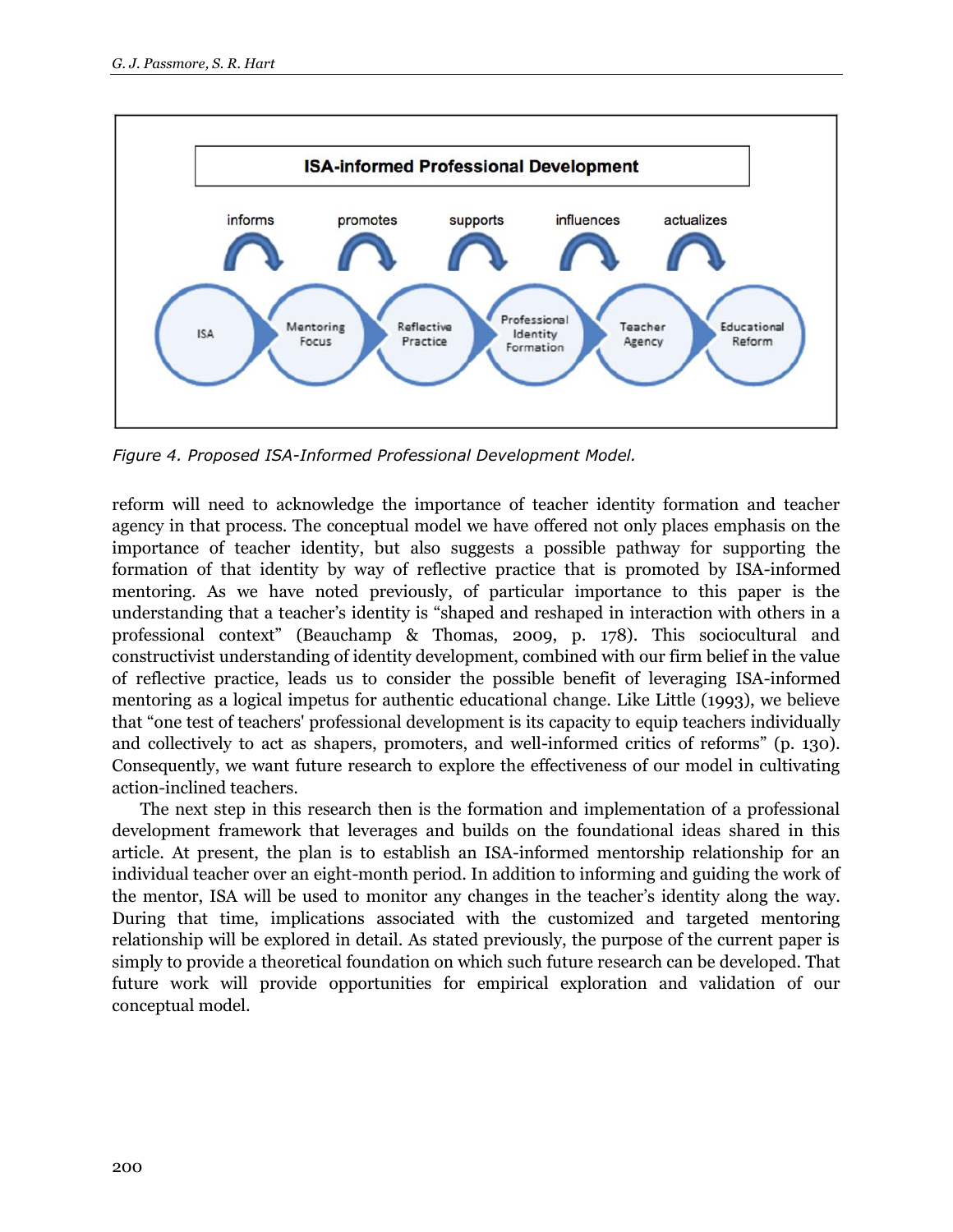*Figure 4. Proposed ISA-Informed Professional Development Model.*

reform will need to acknowledge the importance of teacher identity formation and teacher agency in that process. The conceptual model we have offered not only places emphasis on the importance of teacher identity, but also suggests a possible pathway for supporting the formation of that identity by way of reflective practice that is promoted by ISA-informed mentoring. As we have noted previously, of particular importance to this paper is the understanding that a teacher's identity is "shaped and reshaped in interaction with others in a professional context" (Beauchamp & Thomas, 2009, p. 178). This sociocultural and constructivist understanding of identity development, combined with our firm belief in the value of reflective practice, leads us to consider the possible benefit of leveraging ISA-informed mentoring as a logical impetus for authentic educational change. Like Little (1993), we believe that "one test of teachers' professional development is its capacity to equip teachers individually and collectively to act as shapers, promoters, and well-informed critics of reforms" (p. 130). Consequently, we want future research to explore the effectiveness of our model in cultivating action-inclined teachers.

The next step in this research then is the formation and implementation of a professional development framework that leverages and builds on the foundational ideas shared in this article. At present, the plan is to establish an ISA-informed mentorship relationship for an individual teacher over an eight-month period. In addition to informing and guiding the work of the mentor, ISA will be used to monitor any changes in the teacher's identity along the way. During that time, implications associated with the customized and targeted mentoring relationship will be explored in detail. As stated previously, the purpose of the current paper is simply to provide a theoretical foundation on which such future research can be developed. That future work will provide opportunities for empirical exploration and validation of our conceptual model.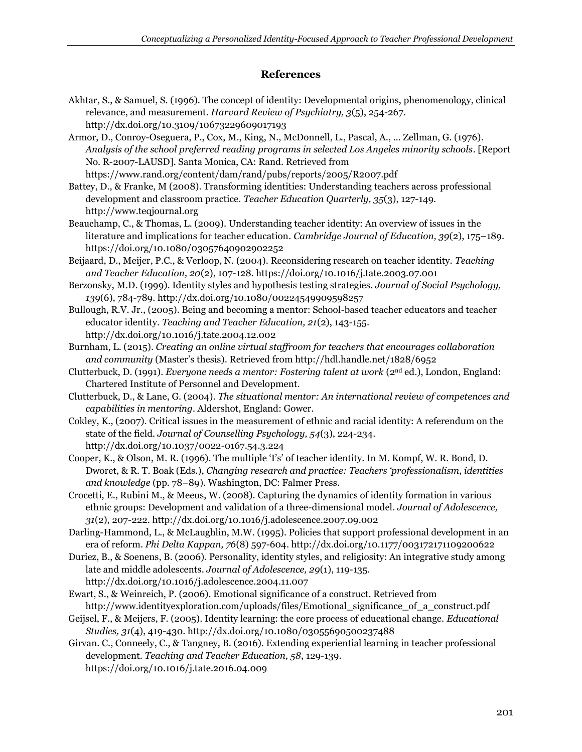## References

Akhtar, S., & Samuel, S. (1996). The concept of identity: Developmental origins, phenomenology, clinical relevance, and measurement. *Harvard Review of Psychiatry, 3*(5), 254-267. http://dx.doi.org/10.3109/10673229609017193

Armor, D., Conroy-Oseguera, P., Cox, M., King, N., McDonnell, L., Pascal, A., ... Zellman, G. (1976). *Analysis of the school preferred reading programs in selected Los Angeles minority schools*. [Report No. R-2007-LAUSD]. Santa Monica, CA: Rand. Retrieved from https://www.rand.org/content/dam/rand/pubs/reports/2005/R2007.pdf

Battey, D., & Franke, M (2008). Transforming identities: Understanding teachers across professional development and classroom practice. *Teacher Education Quarterly, 35*(3), 127-149. http://www.teqjournal.org

Beauchamp, C., & Thomas, L. (2009). Understanding teacher identity: An overview of issues in the literature and implications for teacher education. *Cambridge Journal of Education, 39*(2), 175–189. https://doi.org/10.1080/03057640902902252

Beijaard, D., Meijer, P.C., & Verloop, N. (2004). Reconsidering research on teacher identity. *Teaching and Teacher Education, 20*(2), 107-128. https://doi.org/10.1016/j.tate.2003.07.001

Berzonsky, M.D. (1999). Identity styles and hypothesis testing strategies. *Journal of Social Psychology, 139*(6), 784-789. http://dx.doi.org/10.1080/00224549909598257

Bullough, R.V. Jr., (2005). Being and becoming a mentor: School-based teacher educators and teacher educator identity. *Teaching and Teacher Education, 21*(2), 143-155. http://dx.doi.org/10.1016/j.tate.2004.12.002

Burnham, L. (2015). *Creating an online virtual staffroom for teachers that encourages collaboration and community* (Master's thesis). Retrieved from http://hdl.handle.net/1828/6952

Clutterbuck, D. (1991). *Everyone needs a mentor: Fostering talent at work* (2nd ed.), London, England: Chartered Institute of Personnel and Development.

Clutterbuck, D., & Lane, G. (2004). *The situational mentor: An international review of competences and capabilities in mentoring*. Aldershot, England: Gower.

Cokley, K., (2007). Critical issues in the measurement of ethnic and racial identity: A referendum on the state of the field. *Journal of Counselling Psychology, 54*(3), 224-234. http://dx.doi.org/10.1037/0022-0167.54.3.224

Cooper, K., & Olson, M. R. (1996). The multiple 'I's' of teacher identity. In M. Kompf, W. R. Bond, D. Dworet, & R. T. Boak (Eds.), *Changing research and practice: Teachers 'professionalism, identities and knowledge* (pp. 78–89). Washington, DC: Falmer Press.

Crocetti, E., Rubini M., & Meeus, W. (2008). Capturing the dynamics of identity formation in various ethnic groups: Development and validation of a three-dimensional model. *Journal of Adolescence, 31*(2), 207-222. http://dx.doi.org/10.1016/j.adolescence.2007.09.002

Darling-Hammond, L., & McLaughlin, M.W. (1995). Policies that support professional development in an era of reform. *Phi Delta Kappan, 76*(8) 597-604. http://dx.doi.org/10.1177/003172171109200622

Duriez, B., & Soenens, B. (2006). Personality, identity styles, and religiosity: An integrative study among late and middle adolescents. *Journal of Adolescence, 29*(1), 119-135. http://dx.doi.org/10.1016/j.adolescence.2004.11.007

Ewart, S., & Weinreich, P. (2006). Emotional significance of a construct. Retrieved from http://www.identityexploration.com/uploads/files/Emotional_significance_of_a_construct.pdf

Geijsel, F., & Meijers, F. (2005). Identity learning: the core process of educational change. *Educational Studies, 31*(4), 419-430. http://dx.doi.org/10.1080/03055690500237488

Girvan. C., Conneely, C., & Tangney, B. (2016). Extending experiential learning in teacher professional development. *Teaching and Teacher Education, 58*, 129-139. https://doi.org/10.1016/j.tate.2016.04.009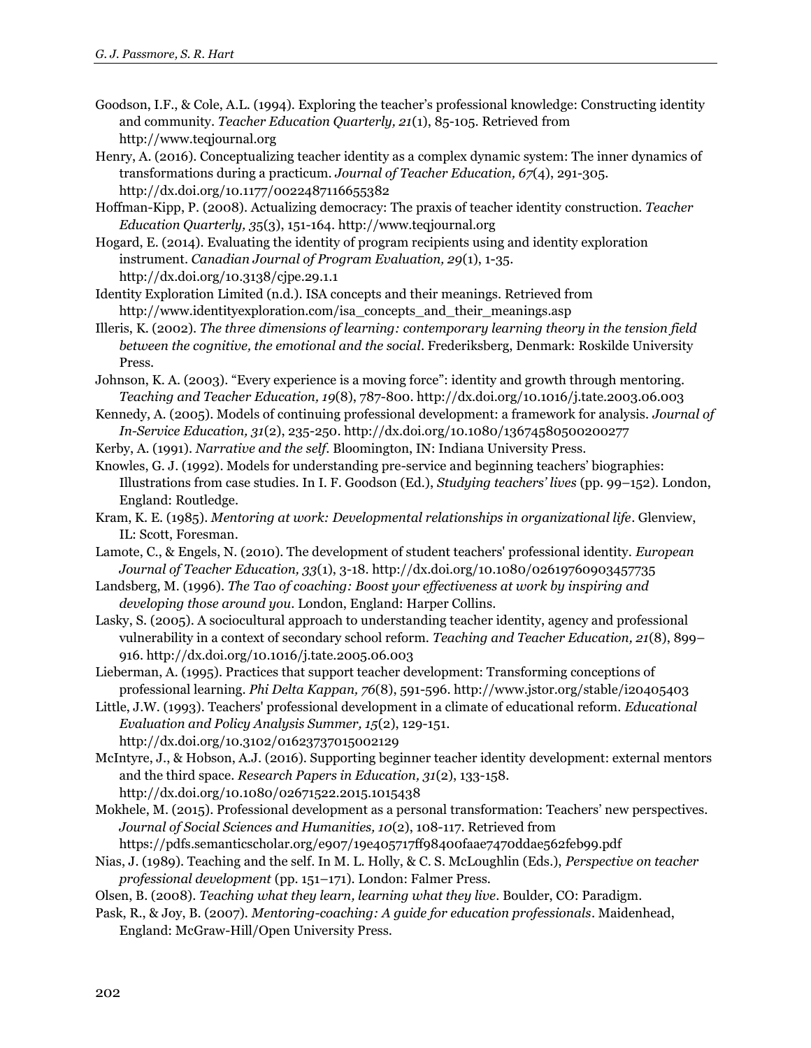Goodson, I.F., & Cole, A.L. (1994). Exploring the teacher's professional knowledge: Constructing identity and community. *Teacher Education Quarterly, 21*(1), 85-105. Retrieved from http://www.teqjournal.org

Henry, A. (2016). Conceptualizing teacher identity as a complex dynamic system: The inner dynamics of transformations during a practicum. *Journal of Teacher Education, 67*(4), 291-305. http://dx.doi.org/10.1177/0022487116655382

Hoffman-Kipp, P. (2008). Actualizing democracy: The praxis of teacher identity construction. *Teacher Education Quarterly, 35*(3), 151-164. http://www.teqjournal.org

Hogard, E. (2014). Evaluating the identity of program recipients using and identity exploration instrument. *Canadian Journal of Program Evaluation, 29*(1), 1-35. http://dx.doi.org/10.3138/cjpe.29.1.1

Identity Exploration Limited (n.d.). ISA concepts and their meanings. Retrieved from http://www.identityexploration.com/isa_concepts_and_their_meanings.asp

Illeris, K. (2002). *The three dimensions of learning: contemporary learning theory in the tension field between the cognitive, the emotional and the social*. Frederiksberg, Denmark: Roskilde University Press.

Johnson, K. A. (2003). "Every experience is a moving force": identity and growth through mentoring. *Teaching and Teacher Education, 19*(8), 787-800. http://dx.doi.org/10.1016/j.tate.2003.06.003

Kennedy, A. (2005). Models of continuing professional development: a framework for analysis. *Journal of In-Service Education, 31*(2), 235-250. http://dx.doi.org/10.1080/13674580500200277

Kerby, A. (1991). *Narrative and the self*. Bloomington, IN: Indiana University Press.

Knowles, G. J. (1992). Models for understanding pre-service and beginning teachers' biographies: Illustrations from case studies. In I. F. Goodson (Ed.), *Studying teachers' lives* (pp. 99–152). London, England: Routledge.

Kram, K. E. (1985). *Mentoring at work: Developmental relationships in organizational life*. Glenview, IL: Scott, Foresman.

Lamote, C., & Engels, N. (2010). The development of student teachers' professional identity. *European Journal of Teacher Education, 33*(1), 3-18. http://dx.doi.org/10.1080/02619760903457735

Landsberg, M. (1996). *The Tao of coaching: Boost your effectiveness at work by inspiring and developing those around you*. London, England: Harper Collins.

Lasky, S. (2005). A sociocultural approach to understanding teacher identity, agency and professional vulnerability in a context of secondary school reform. *Teaching and Teacher Education, 21*(8), 899–916. http://dx.doi.org/10.1016/j.tate.2005.06.003

Lieberman, A. (1995). Practices that support teacher development: Transforming conceptions of professional learning. *Phi Delta Kappan, 76*(8), 591-596. http://www.jstor.org/stable/i20405403

Little, J.W. (1993). Teachers' professional development in a climate of educational reform. *Educational Evaluation and Policy Analysis Summer, 15*(2), 129-151. http://dx.doi.org/10.3102/01623737015002129

McIntyre, J., & Hobson, A.J. (2016). Supporting beginner teacher identity development: external mentors and the third space. *Research Papers in Education, 31*(2), 133-158. http://dx.doi.org/10.1080/02671522.2015.1015438

Mokhele, M. (2015). Professional development as a personal transformation: Teachers' new perspectives. *Journal of Social Sciences and Humanities, 10*(2), 108-117. Retrieved from https://pdfs.semanticscholar.org/e907/19e405717ff98400faae7470ddae562feb99.pdf

Nias, J. (1989). Teaching and the self. In M. L. Holly, & C. S. McLoughlin (Eds.), *Perspective on teacher professional development* (pp. 151–171). London: Falmer Press.

Olsen, B. (2008). *Teaching what they learn, learning what they live*. Boulder, CO: Paradigm.

Pask, R., & Joy, B. (2007). *Mentoring-coaching: A guide for education professionals*. Maidenhead, England: McGraw-Hill/Open University Press.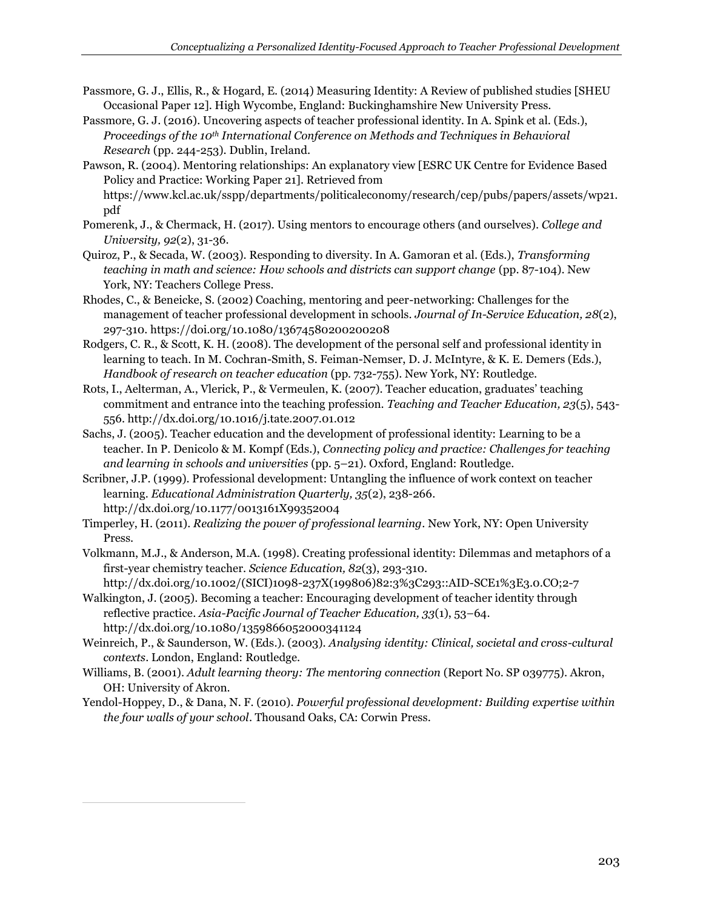Passmore, G. J., Ellis, R., & Hogard, E. (2014) Measuring Identity: A Review of published studies [SHEU Occasional Paper 12]. High Wycombe, England: Buckinghamshire New University Press.

Passmore, G. J. (2016). Uncovering aspects of teacher professional identity. In A. Spink et al. (Eds.), *Proceedings of the 10th International Conference on Methods and Techniques in Behavioral Research* (pp. 244-253). Dublin, Ireland.

Pawson, R. (2004). Mentoring relationships: An explanatory view [ESRC UK Centre for Evidence Based Policy and Practice: Working Paper 21]. Retrieved from https://www.kcl.ac.uk/sspp/departments/politicaleconomy/research/cep/pubs/papers/assets/wp21.pdf

Pomerenk, J., & Chermack, H. (2017). Using mentors to encourage others (and ourselves). *College and University, 92*(2), 31-36.

Quiroz, P., & Secada, W. (2003). Responding to diversity. In A. Gamoran et al. (Eds.), *Transforming teaching in math and science: How schools and districts can support change* (pp. 87-104). New York, NY: Teachers College Press.

Rhodes, C., & Beneicke, S. (2002) Coaching, mentoring and peer-networking: Challenges for the management of teacher professional development in schools. *Journal of In-Service Education, 28*(2), 297-310. https://doi.org/10.1080/13674580200200208

Rodgers, C. R., & Scott, K. H. (2008). The development of the personal self and professional identity in learning to teach. In M. Cochran-Smith, S. Feiman-Nemser, D. J. McIntyre, & K. E. Demers (Eds.), *Handbook of research on teacher education* (pp. 732-755). New York, NY: Routledge.

Rots, I., Aelterman, A., Vlerick, P., & Vermeulen, K. (2007). Teacher education, graduates' teaching commitment and entrance into the teaching profession. *Teaching and Teacher Education, 23*(5), 543-556. http://dx.doi.org/10.1016/j.tate.2007.01.012

Sachs, J. (2005). Teacher education and the development of professional identity: Learning to be a teacher. In P. Denicolo & M. Kompf (Eds.), *Connecting policy and practice: Challenges for teaching and learning in schools and universities* (pp. 5–21). Oxford, England: Routledge.

Scribner, J.P. (1999). Professional development: Untangling the influence of work context on teacher learning. *Educational Administration Quarterly, 35*(2), 238-266. http://dx.doi.org/10.1177/0013161X99352004

Timperley, H. (2011). *Realizing the power of professional learning*. New York, NY: Open University Press.

Volkmann, M.J., & Anderson, M.A. (1998). Creating professional identity: Dilemmas and metaphors of a first-year chemistry teacher. *Science Education, 82*(3), 293-310. http://dx.doi.org/10.1002/(SICI)1098-237X(199806)82:3%3C293::AID-SCE1%3E3.0.CO;2-7

Walkington, J. (2005). Becoming a teacher: Encouraging development of teacher identity through reflective practice. *Asia-Pacific Journal of Teacher Education, 33*(1), 53–64. http://dx.doi.org/10.1080/1359866052000341124

Weinreich, P., & Saunderson, W. (Eds.). (2003). *Analysing identity: Clinical, societal and cross-cultural contexts*. London, England: Routledge.

Williams, B. (2001). *Adult learning theory: The mentoring connection* (Report No. SP 039775). Akron, OH: University of Akron.

Yendol-Hoppey, D., & Dana, N. F. (2010). *Powerful professional development: Building expertise within the four walls of your school*. Thousand Oaks, CA: Corwin Press.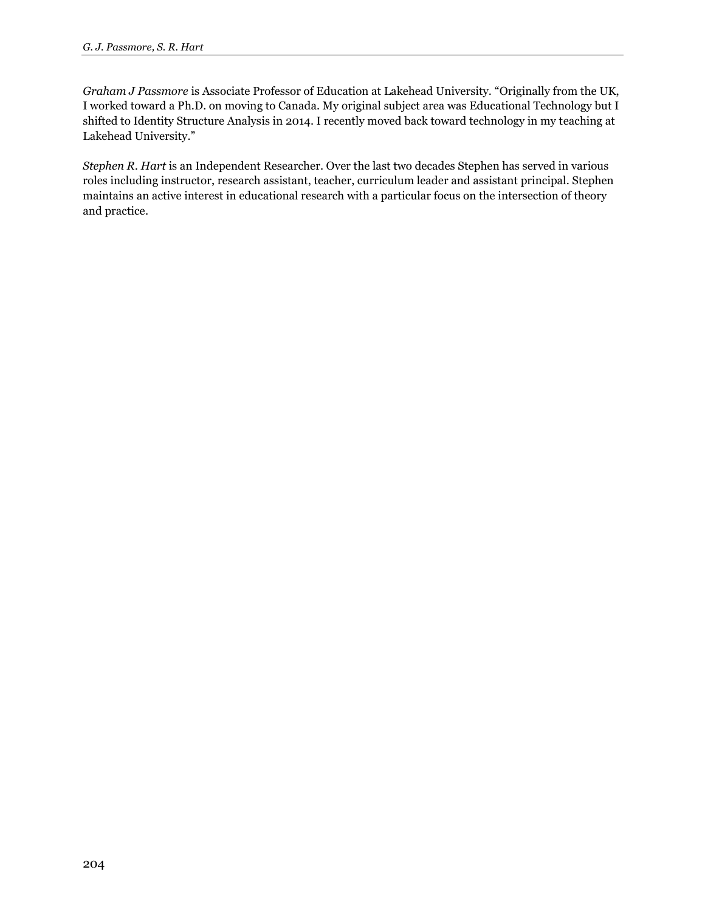*Graham J Passmore* is Associate Professor of Education at Lakehead University. "Originally from the UK, I worked toward a Ph.D. on moving to Canada. My original subject area was Educational Technology but I shifted to Identity Structure Analysis in 2014. I recently moved back toward technology in my teaching at Lakehead University."

*Stephen R. Hart* is an Independent Researcher. Over the last two decades Stephen has served in various roles including instructor, research assistant, teacher, curriculum leader and assistant principal. Stephen maintains an active interest in educational research with a particular focus on the intersection of theory and practice.